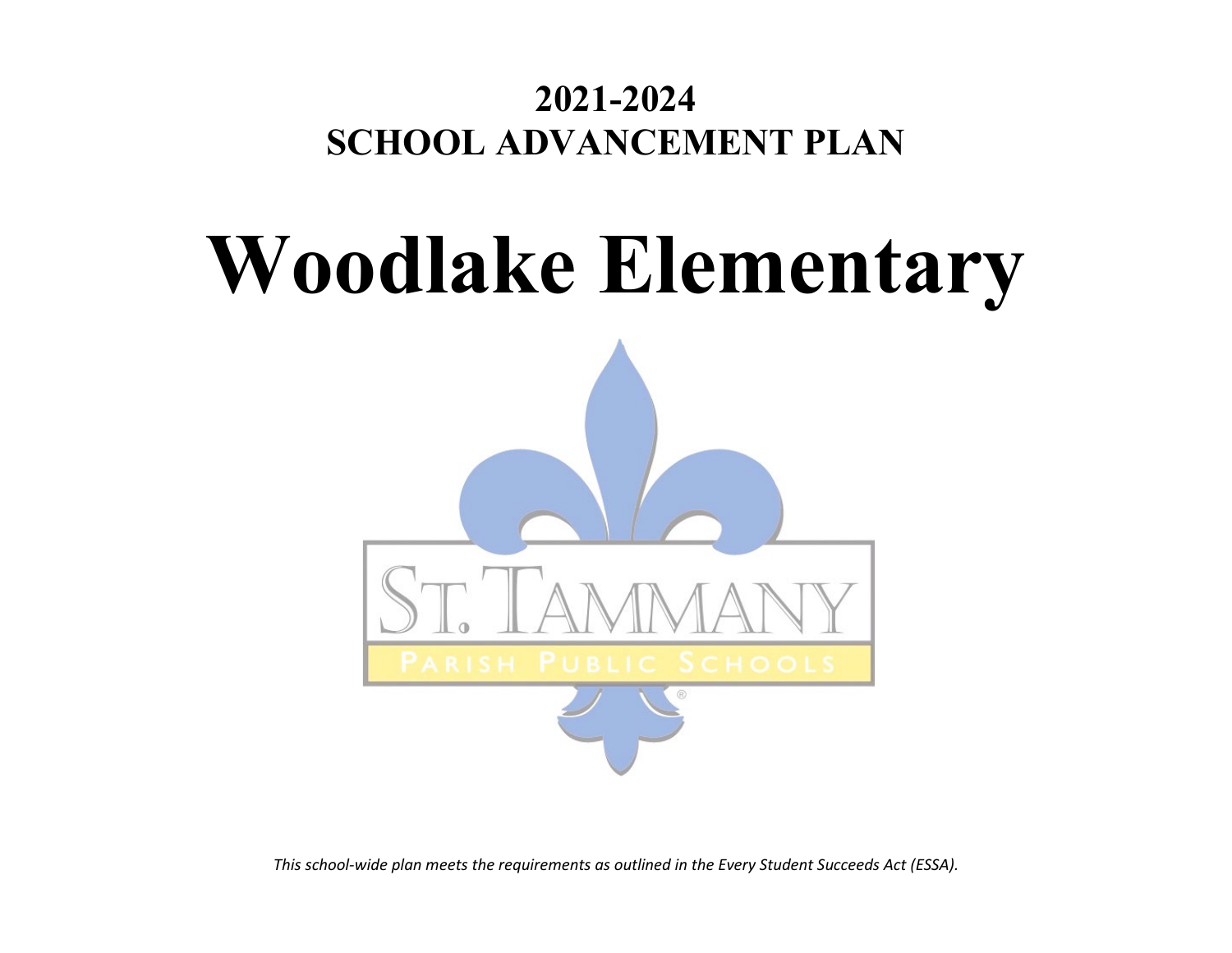# 2021-2024
# SCHOOL ADVANCEMENT PLAN

# Woodlake Elementary

*This school-wide plan meets the requirements as outlined in the Every Student Succeeds Act (ESSA).*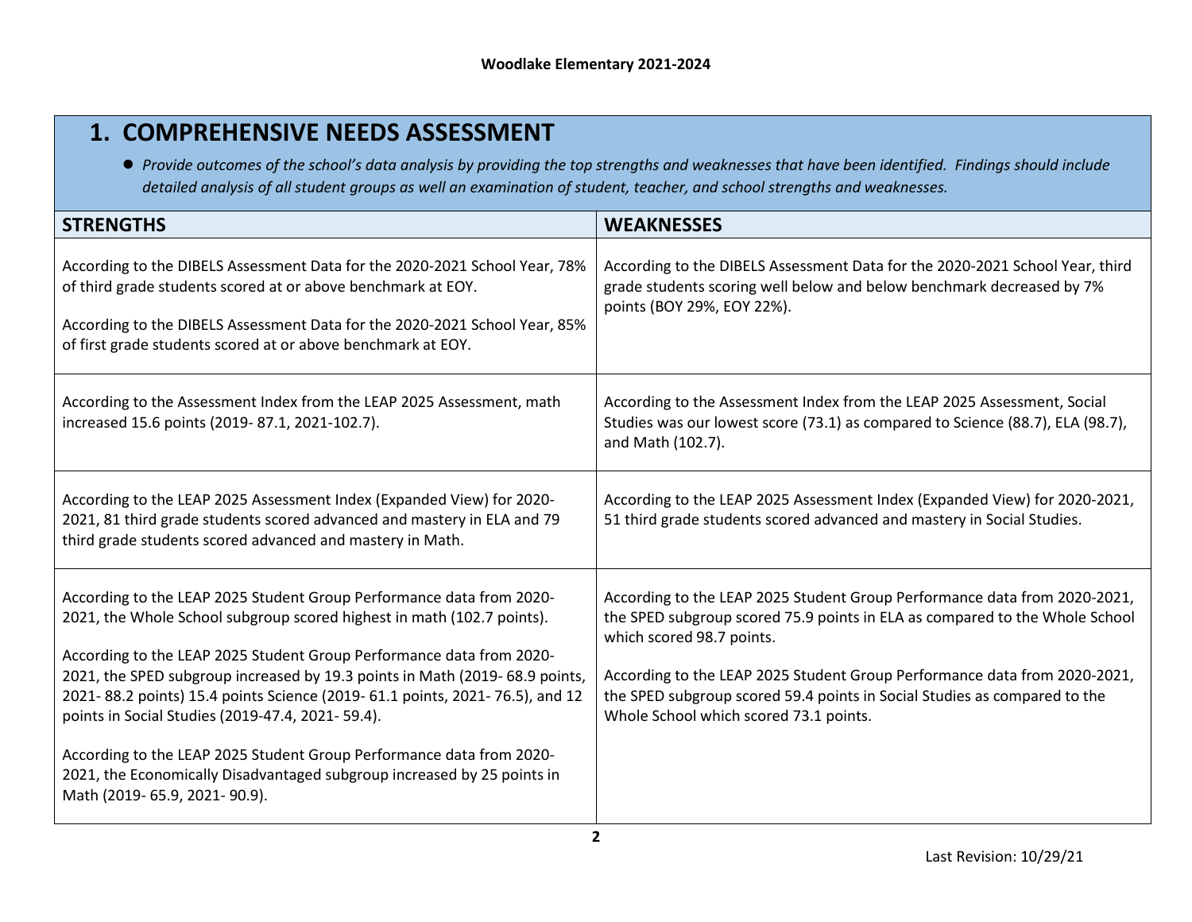# 1. COMPREHENSIVE NEEDS ASSESSMENT

- *Provide outcomes of the school's data analysis by providing the top strengths and weaknesses that have been identified. Findings should include detailed analysis of all student groups as well an examination of student, teacher, and school strengths and weaknesses.*

| STRENGTHS | WEAKNESSES |
|---|---|
| According to the DIBELS Assessment Data for the 2020-2021 School Year, 78% of third grade students scored at or above benchmark at EOY.<br><br>According to the DIBELS Assessment Data for the 2020-2021 School Year, 85% of first grade students scored at or above benchmark at EOY. | According to the DIBELS Assessment Data for the 2020-2021 School Year, third grade students scoring well below and below benchmark decreased by 7% points (BOY 29%, EOY 22%). |
| According to the Assessment Index from the LEAP 2025 Assessment, math increased 15.6 points (2019- 87.1, 2021-102.7). | According to the Assessment Index from the LEAP 2025 Assessment, Social Studies was our lowest score (73.1) as compared to Science (88.7), ELA (98.7), and Math (102.7). |
| According to the LEAP 2025 Assessment Index (Expanded View) for 2020-2021, 81 third grade students scored advanced and mastery in ELA and 79 third grade students scored advanced and mastery in Math. | According to the LEAP 2025 Assessment Index (Expanded View) for 2020-2021, 51 third grade students scored advanced and mastery in Social Studies. |
| According to the LEAP 2025 Student Group Performance data from 2020-2021, the Whole School subgroup scored highest in math (102.7 points).<br><br>According to the LEAP 2025 Student Group Performance data from 2020-2021, the SPED subgroup increased by 19.3 points in Math (2019- 68.9 points, 2021- 88.2 points) 15.4 points Science (2019- 61.1 points, 2021- 76.5), and 12 points in Social Studies (2019-47.4, 2021- 59.4).<br><br>According to the LEAP 2025 Student Group Performance data from 2020-2021, the Economically Disadvantaged subgroup increased by 25 points in Math (2019- 65.9, 2021- 90.9). | According to the LEAP 2025 Student Group Performance data from 2020-2021, the SPED subgroup scored 75.9 points in ELA as compared to the Whole School which scored 98.7 points.<br><br>According to the LEAP 2025 Student Group Performance data from 2020-2021, the SPED subgroup scored 59.4 points in Social Studies as compared to the Whole School which scored 73.1 points. |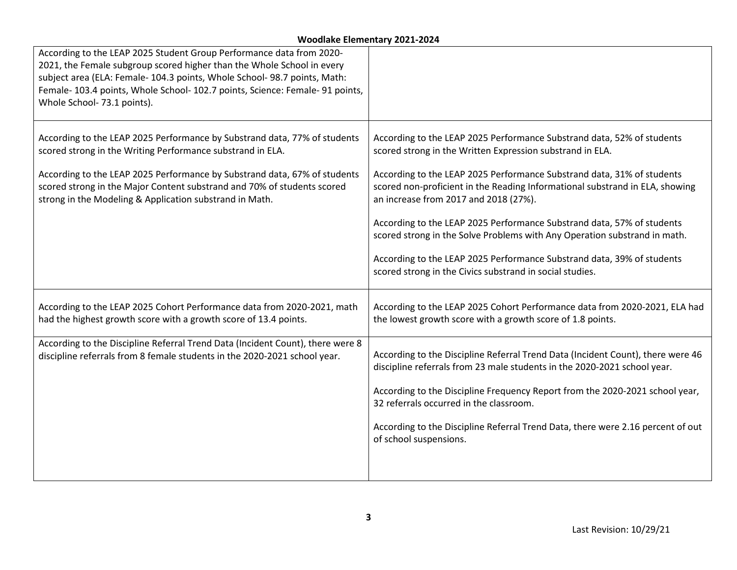| | |
|---|---|
| According to the LEAP 2025 Student Group Performance data from 2020-2021, the Female subgroup scored higher than the Whole School in every subject area (ELA: Female- 104.3 points, Whole School- 98.7 points, Math: Female- 103.4 points, Whole School- 102.7 points, Science: Female- 91 points, Whole School- 73.1 points). | |
| According to the LEAP 2025 Performance by Substrand data, 77% of students scored strong in the Writing Performance substrand in ELA.<br><br>According to the LEAP 2025 Performance by Substrand data, 67% of students scored strong in the Major Content substrand and 70% of students scored strong in the Modeling & Application substrand in Math. | According to the LEAP 2025 Performance Substrand data, 52% of students scored strong in the Written Expression substrand in ELA.<br><br>According to the LEAP 2025 Performance Substrand data, 31% of students scored non-proficient in the Reading Informational substrand in ELA, showing an increase from 2017 and 2018 (27%).<br><br>According to the LEAP 2025 Performance Substrand data, 57% of students scored strong in the Solve Problems with Any Operation substrand in math.<br><br>According to the LEAP 2025 Performance Substrand data, 39% of students scored strong in the Civics substrand in social studies. |
| According to the LEAP 2025 Cohort Performance data from 2020-2021, math had the highest growth score with a growth score of 13.4 points. | According to the LEAP 2025 Cohort Performance data from 2020-2021, ELA had the lowest growth score with a growth score of 1.8 points. |
| According to the Discipline Referral Trend Data (Incident Count), there were 8 discipline referrals from 8 female students in the 2020-2021 school year. | According to the Discipline Referral Trend Data (Incident Count), there were 46 discipline referrals from 23 male students in the 2020-2021 school year.<br><br>According to the Discipline Frequency Report from the 2020-2021 school year, 32 referrals occurred in the classroom.<br><br>According to the Discipline Referral Trend Data, there were 2.16 percent of out of school suspensions. |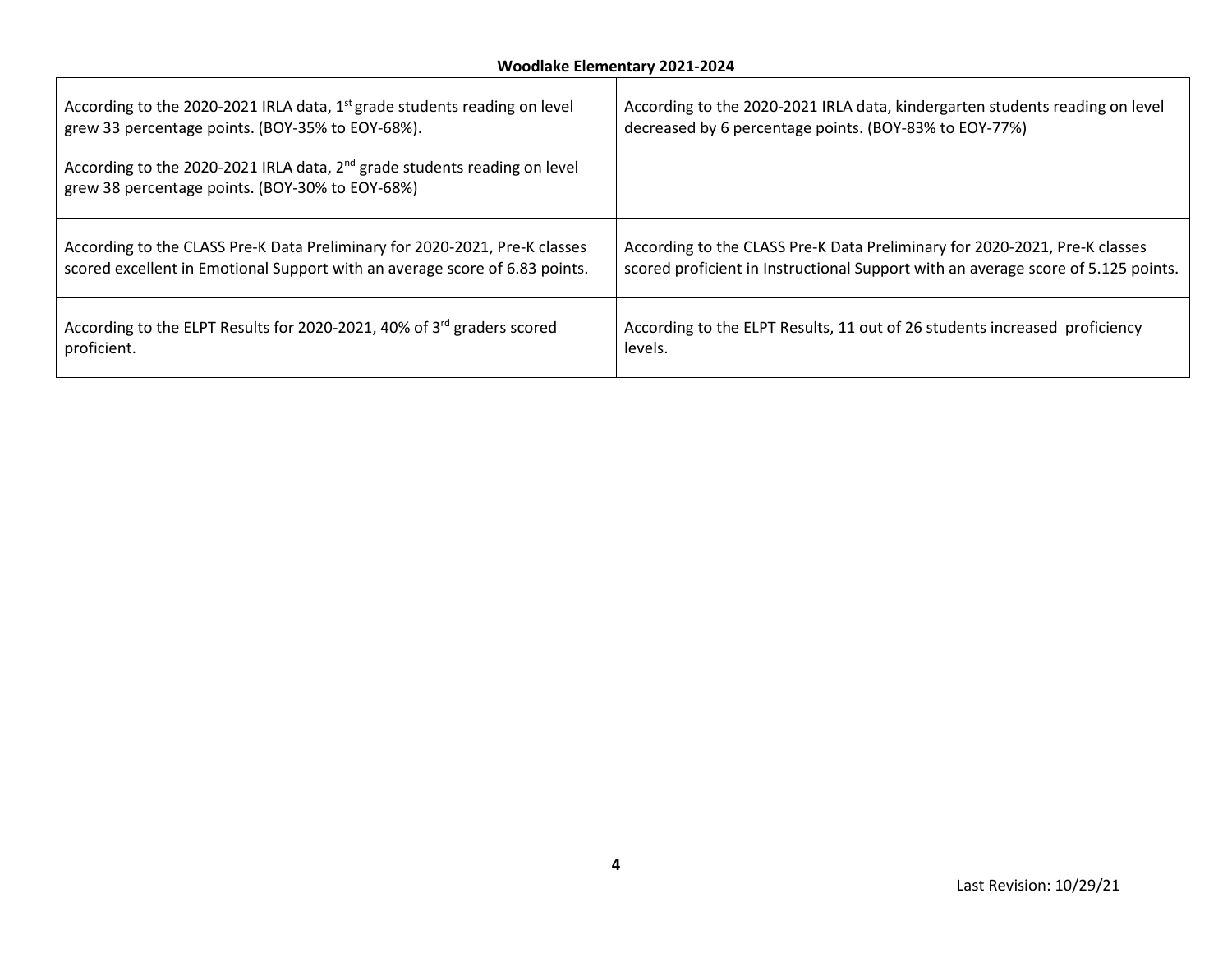**Woodlake Elementary 2021-2024**

| | |
|---|---|
| According to the 2020-2021 IRLA data, 1st grade students reading on level grew 33 percentage points. (BOY-35% to EOY-68%).<br><br>According to the 2020-2021 IRLA data, 2nd grade students reading on level grew 38 percentage points. (BOY-30% to EOY-68%) | According to the 2020-2021 IRLA data, kindergarten students reading on level decreased by 6 percentage points. (BOY-83% to EOY-77%) |
| According to the CLASS Pre-K Data Preliminary for 2020-2021, Pre-K classes scored excellent in Emotional Support with an average score of 6.83 points. | According to the CLASS Pre-K Data Preliminary for 2020-2021, Pre-K classes scored proficient in Instructional Support with an average score of 5.125 points. |
| According to the ELPT Results for 2020-2021, 40% of 3rd graders scored proficient. | According to the ELPT Results, 11 out of 26 students increased proficiency levels. |

Last Revision: 10/29/21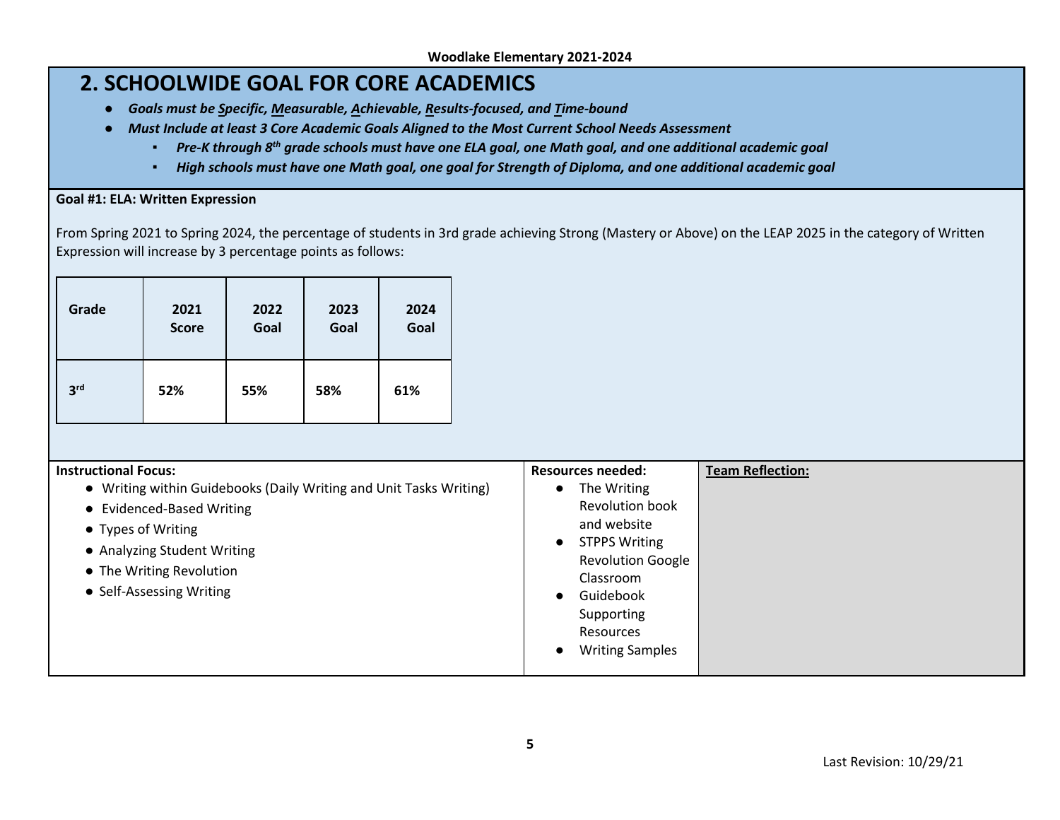## 2. SCHOOLWIDE GOAL FOR CORE ACADEMICS

- ***Goals must be Specific, Measurable, Achievable, Results-focused, and Time-bound***
- ***Must Include at least 3 Core Academic Goals Aligned to the Most Current School Needs Assessment***
  - ***Pre-K through 8th grade schools must have one ELA goal, one Math goal, and one additional academic goal***
  - ***High schools must have one Math goal, one goal for Strength of Diploma, and one additional academic goal***

**Goal #1: ELA: Written Expression**

From Spring 2021 to Spring 2024, the percentage of students in 3rd grade achieving Strong (Mastery or Above) on the LEAP 2025 in the category of Written Expression will increase by 3 percentage points as follows:

| Grade | 2021 Score | 2022 Goal | 2023 Goal | 2024 Goal |
|---|---|---|---|---|
| 3rd | 52% | 55% | 58% | 61% |

| Instructional Focus: | Resources needed: | Team Reflection: |
|---|---|---|
| • Writing within Guidebooks (Daily Writing and Unit Tasks Writing)<br>• Evidenced-Based Writing<br>• Types of Writing<br>• Analyzing Student Writing<br>• The Writing Revolution<br>• Self-Assessing Writing | • The Writing Revolution book and website<br>• STPPS Writing Revolution Google Classroom<br>• Guidebook Supporting Resources<br>• Writing Samples | |

Last Revision: 10/29/21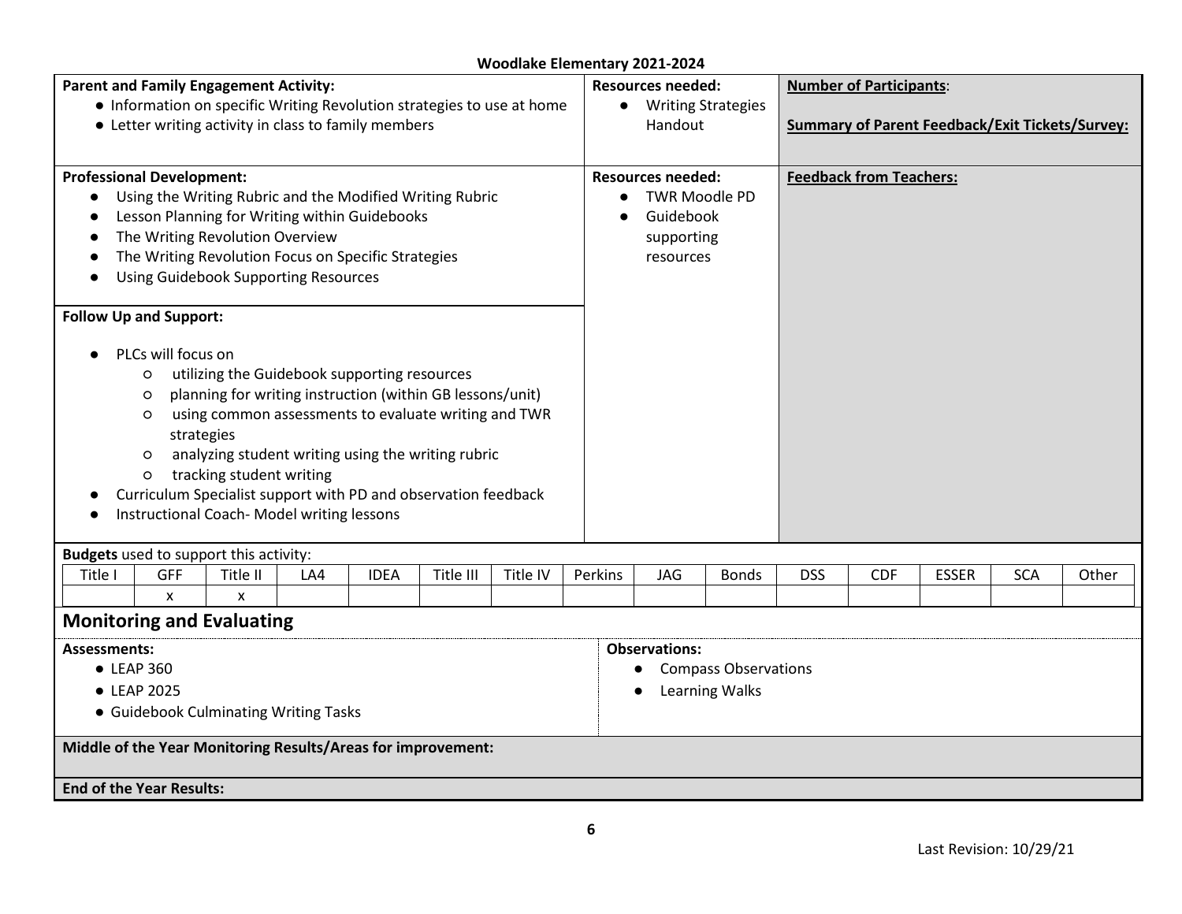**Woodlake Elementary 2021-2024**

**Parent and Family Engagement Activity:**

- Information on specific Writing Revolution strategies to use at home
- Letter writing activity in class to family members

**Resources needed:**

- Writing Strategies Handout

**Number of Participants**:

**Summary of Parent Feedback/Exit Tickets/Survey:**

**Professional Development:**

- Using the Writing Rubric and the Modified Writing Rubric
- Lesson Planning for Writing within Guidebooks
- The Writing Revolution Overview
- The Writing Revolution Focus on Specific Strategies
- Using Guidebook Supporting Resources

**Resources needed:**

- TWR Moodle PD
- Guidebook supporting resources

**Feedback from Teachers:**

**Follow Up and Support:**

- PLCs will focus on
  - utilizing the Guidebook supporting resources
  - planning for writing instruction (within GB lessons/unit)
  - using common assessments to evaluate writing and TWR strategies
  - analyzing student writing using the writing rubric
  - tracking student writing
- Curriculum Specialist support with PD and observation feedback
- Instructional Coach- Model writing lessons

**Budgets** used to support this activity:

| Title I | GFF | Title II | LA4 | IDEA | Title III | Title IV | Perkins | JAG | Bonds | DSS | CDF | ESSER | SCA | Other |
|---|---|---|---|---|---|---|---|---|---|---|---|---|---|---|
| | x | x | | | | | | | | | | | | |

## Monitoring and Evaluating

**Assessments:**

- LEAP 360
- LEAP 2025
- Guidebook Culminating Writing Tasks

**Observations:**

- Compass Observations
- Learning Walks

**Middle of the Year Monitoring Results/Areas for improvement:**

**End of the Year Results:**

Last Revision: 10/29/21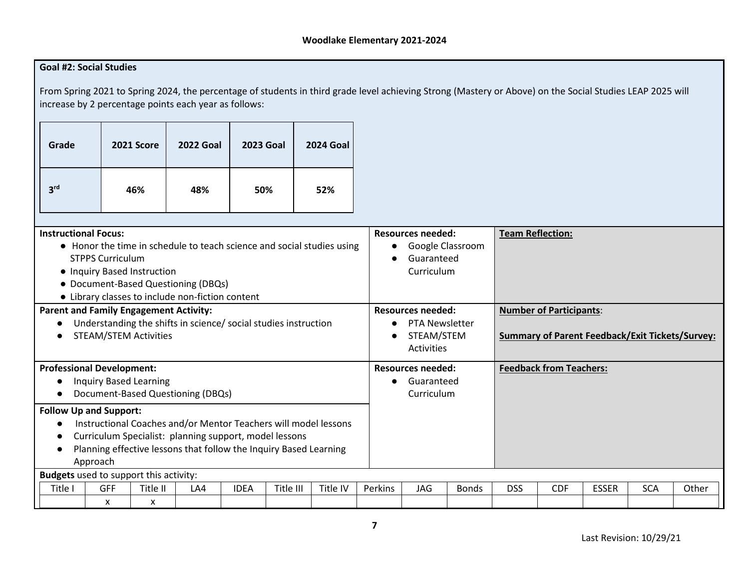**Goal #2: Social Studies**

From Spring 2021 to Spring 2024, the percentage of students in third grade level achieving Strong (Mastery or Above) on the Social Studies LEAP 2025 will increase by 2 percentage points each year as follows:

| Grade | 2021 Score | 2022 Goal | 2023 Goal | 2024 Goal |
|---|---|---|---|---|
| 3rd | 46% | 48% | 50% | 52% |

| | Resources needed: | |
|---|---|---|
| **Instructional Focus:**<br>● Honor the time in schedule to teach science and social studies using STPPS Curriculum<br>● Inquiry Based Instruction<br>● Document-Based Questioning (DBQs)<br>● Library classes to include non-fiction content | **Resources needed:**<br>● Google Classroom<br>● Guaranteed Curriculum | **Team Reflection:** |
| **Parent and Family Engagement Activity:**<br>● Understanding the shifts in science/ social studies instruction<br>● STEAM/STEM Activities | **Resources needed:**<br>● PTA Newsletter<br>● STEAM/STEM Activities | **Number of Participants**:<br><br>**Summary of Parent Feedback/Exit Tickets/Survey:** |
| **Professional Development:**<br>● Inquiry Based Learning<br>● Document-Based Questioning (DBQs) | **Resources needed:**<br>● Guaranteed Curriculum | **Feedback from Teachers:** |
| **Follow Up and Support:**<br>● Instructional Coaches and/or Mentor Teachers will model lessons<br>● Curriculum Specialist: planning support, model lessons<br>● Planning effective lessons that follow the Inquiry Based Learning Approach | | |

**Budgets** used to support this activity:

| Title I | GFF | Title II | LA4 | IDEA | Title III | Title IV | Perkins | JAG | Bonds | DSS | CDF | ESSER | SCA | Other |
|---|---|---|---|---|---|---|---|---|---|---|---|---|---|---|
| | x | x | | | | | | | | | | | | |

Last Revision: 10/29/21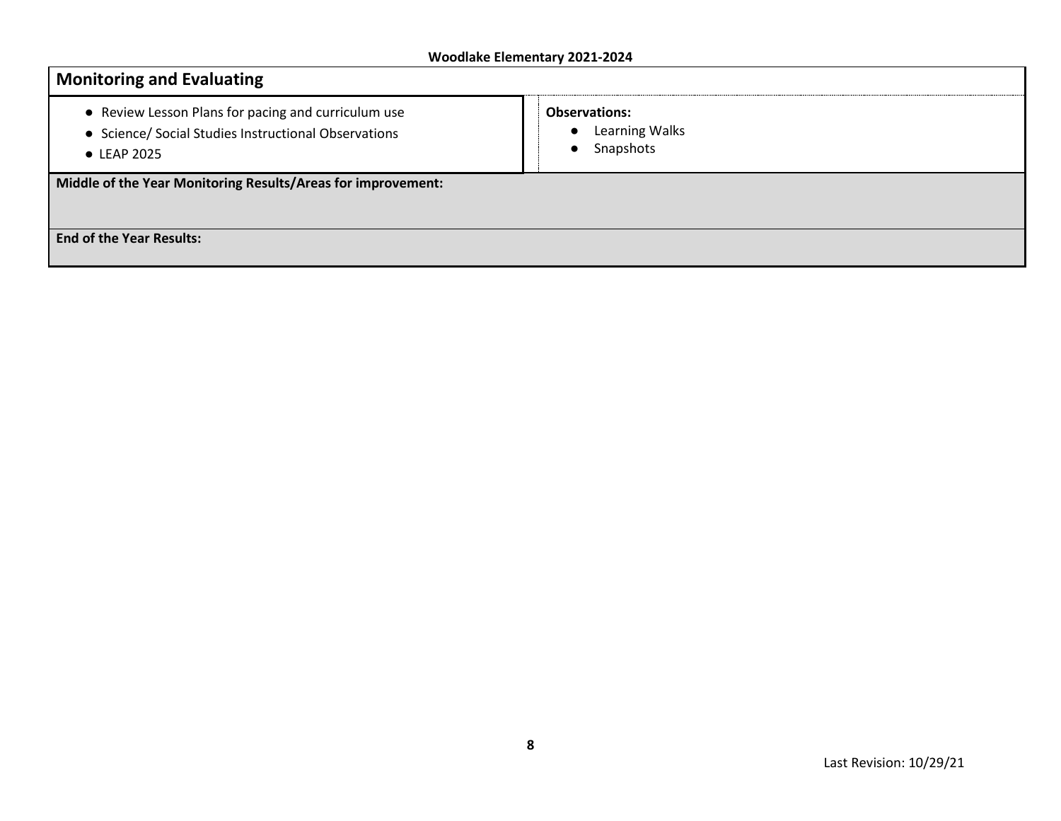## Monitoring and Evaluating

| | |
|---|---|
| • Review Lesson Plans for pacing and curriculum use<br>• Science/ Social Studies Instructional Observations<br>• LEAP 2025 | **Observations:**<br>• Learning Walks<br>• Snapshots |

**Middle of the Year Monitoring Results/Areas for improvement:**

**End of the Year Results:**

Last Revision: 10/29/21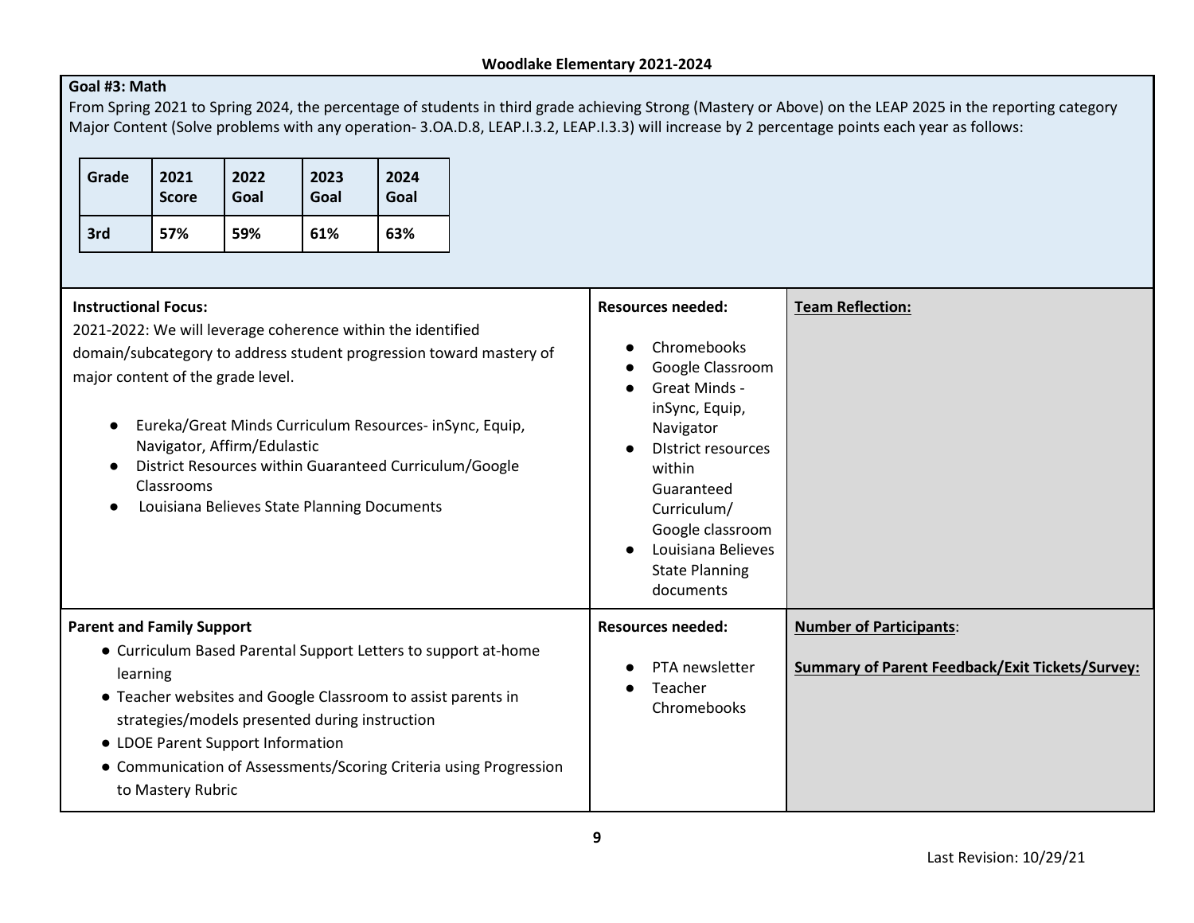**Woodlake Elementary 2021-2024**

**Goal #3: Math**

From Spring 2021 to Spring 2024, the percentage of students in third grade achieving Strong (Mastery or Above) on the LEAP 2025 in the reporting category Major Content (Solve problems with any operation- 3.OA.D.8, LEAP.I.3.2, LEAP.I.3.3) will increase by 2 percentage points each year as follows:

| Grade | 2021 Score | 2022 Goal | 2023 Goal | 2024 Goal |
|---|---|---|---|---|
| 3rd | 57% | 59% | 61% | 63% |

**Instructional Focus:**

2021-2022: We will leverage coherence within the identified domain/subcategory to address student progression toward mastery of major content of the grade level.

- Eureka/Great Minds Curriculum Resources- inSync, Equip, Navigator, Affirm/Edulastic
- District Resources within Guaranteed Curriculum/Google Classrooms
- Louisiana Believes State Planning Documents

**Resources needed:**

- Chromebooks
- Google Classroom
- Great Minds - inSync, Equip, Navigator
- DIstrict resources within Guaranteed Curriculum/ Google classroom
- Louisiana Believes State Planning documents

**Team Reflection:**

**Parent and Family Support**

- Curriculum Based Parental Support Letters to support at-home learning
- Teacher websites and Google Classroom to assist parents in strategies/models presented during instruction
- LDOE Parent Support Information
- Communication of Assessments/Scoring Criteria using Progression to Mastery Rubric

**Resources needed:**

- PTA newsletter
- Teacher Chromebooks

**Number of Participants**:

**Summary of Parent Feedback/Exit Tickets/Survey:**

Last Revision: 10/29/21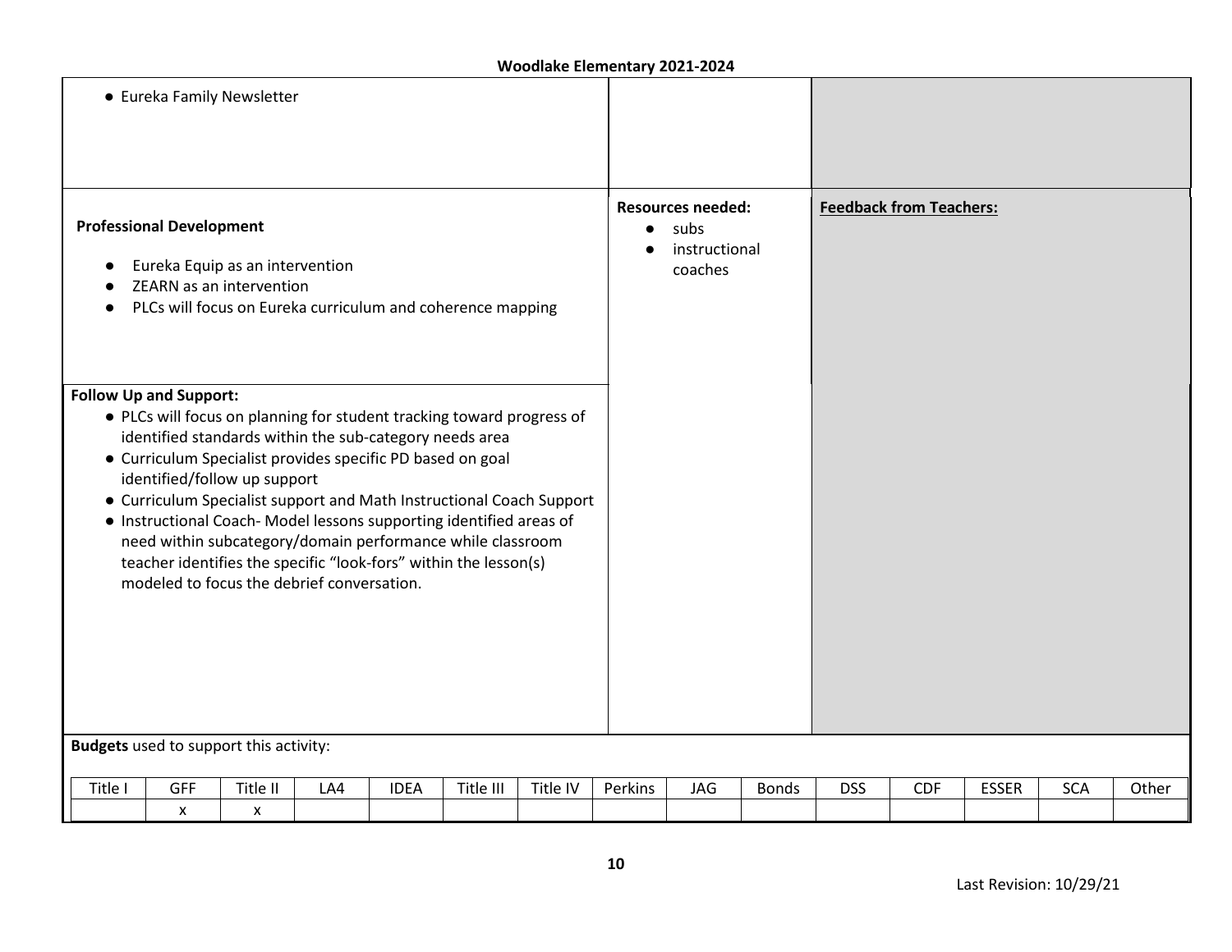- Eureka Family Newsletter

**Professional Development**

- Eureka Equip as an intervention
- ZEARN as an intervention
- PLCs will focus on Eureka curriculum and coherence mapping

**Resources needed:**

- subs
- instructional coaches

**Feedback from Teachers:**

**Follow Up and Support:**

- PLCs will focus on planning for student tracking toward progress of identified standards within the sub-category needs area
- Curriculum Specialist provides specific PD based on goal identified/follow up support
- Curriculum Specialist support and Math Instructional Coach Support
- Instructional Coach- Model lessons supporting identified areas of need within subcategory/domain performance while classroom teacher identifies the specific "look-fors" within the lesson(s) modeled to focus the debrief conversation.

**Budgets** used to support this activity:

| Title I | GFF | Title II | LA4 | IDEA | Title III | Title IV | Perkins | JAG | Bonds | DSS | CDF | ESSER | SCA | Other |
|---|---|---|---|---|---|---|---|---|---|---|---|---|---|---|
| | x | x | | | | | | | | | | | | |

Last Revision: 10/29/21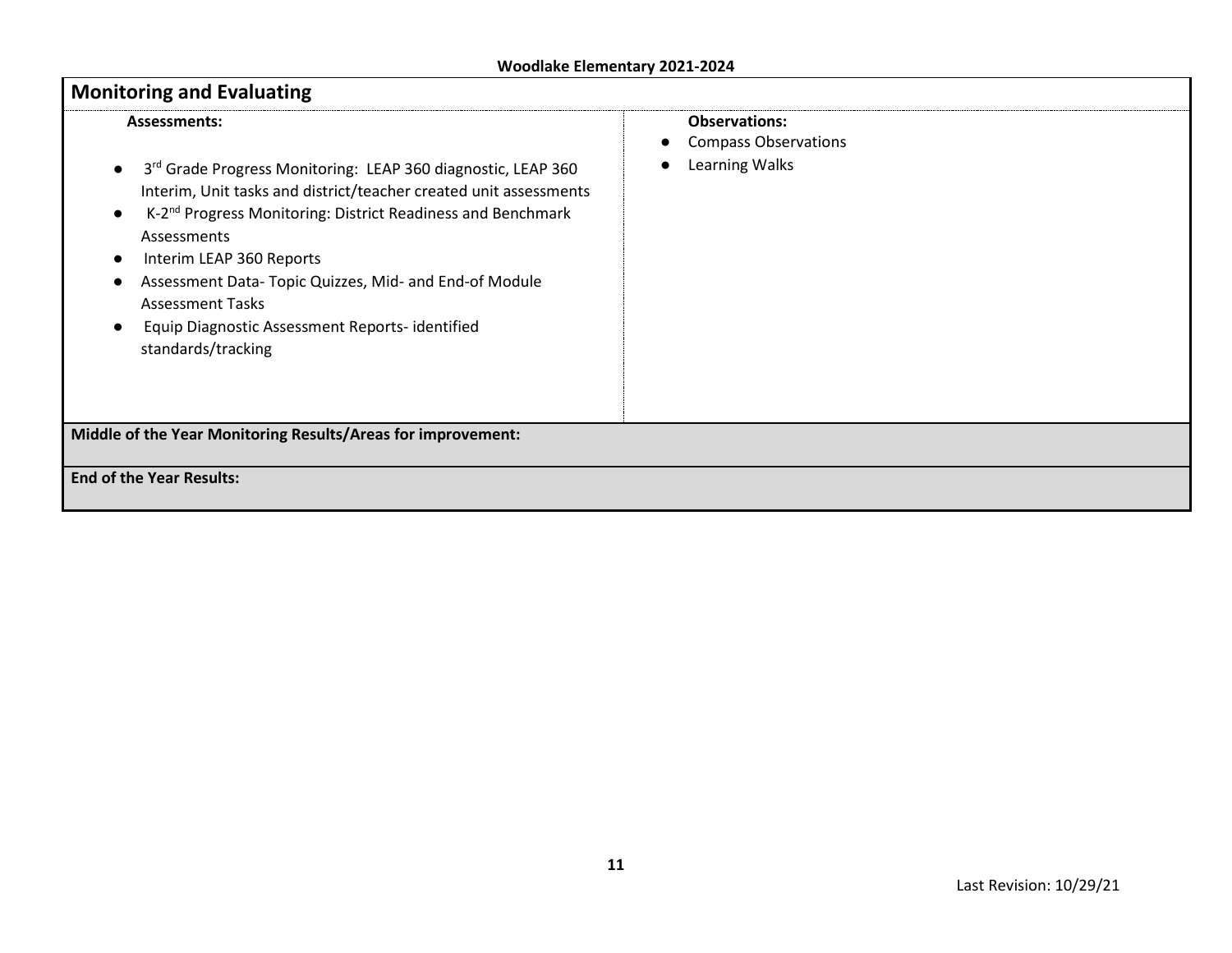## Monitoring and Evaluating

| Assessments: | Observations: |
|---|---|
| • 3rd Grade Progress Monitoring: LEAP 360 diagnostic, LEAP 360 Interim, Unit tasks and district/teacher created unit assessments<br>• K-2nd Progress Monitoring: District Readiness and Benchmark Assessments<br>• Interim LEAP 360 Reports<br>• Assessment Data- Topic Quizzes, Mid- and End-of Module Assessment Tasks<br>• Equip Diagnostic Assessment Reports- identified standards/tracking | • Compass Observations<br>• Learning Walks |

**Middle of the Year Monitoring Results/Areas for improvement:**

**End of the Year Results:**

Last Revision: 10/29/21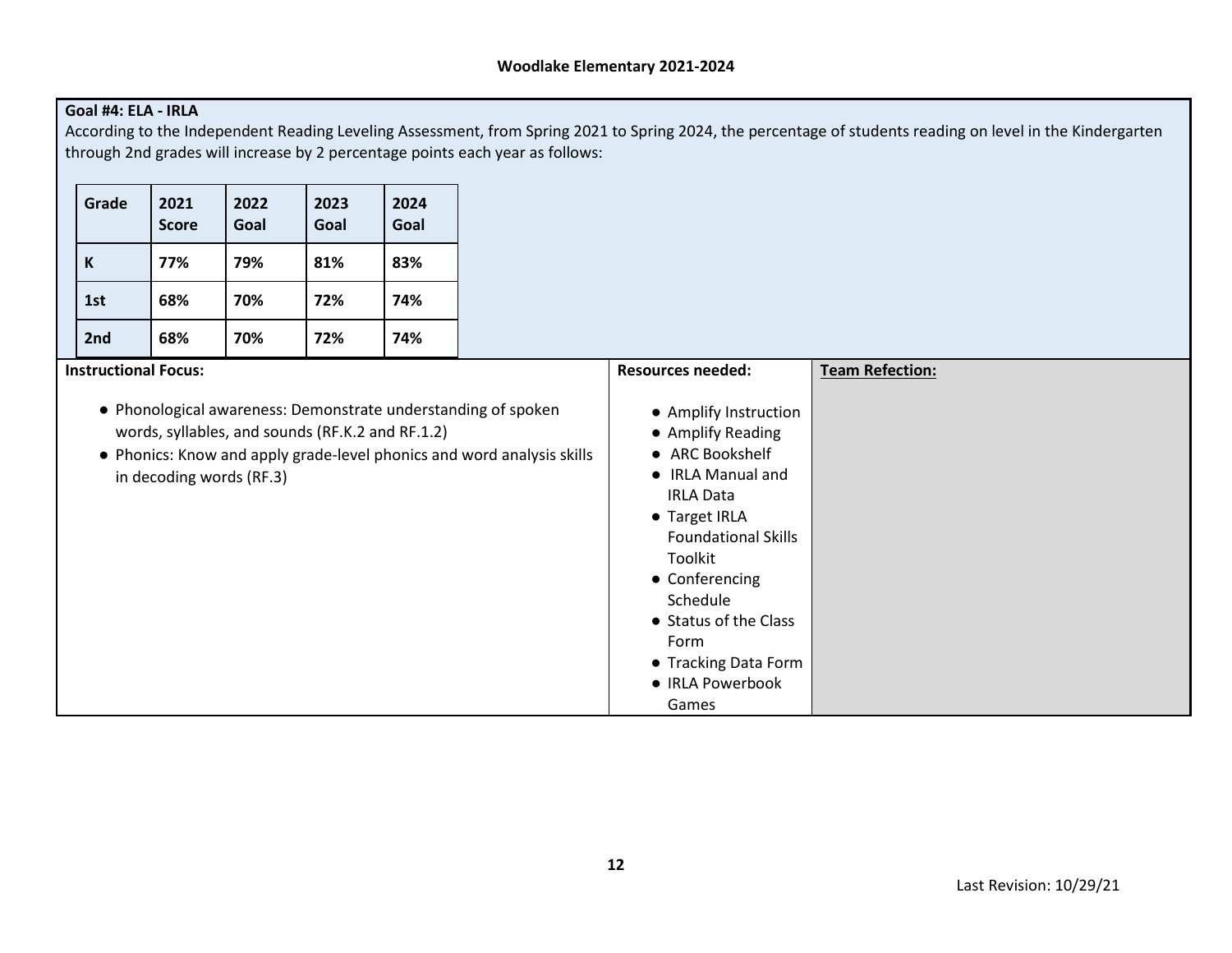**Goal #4: ELA - IRLA**

According to the Independent Reading Leveling Assessment, from Spring 2021 to Spring 2024, the percentage of students reading on level in the Kindergarten through 2nd grades will increase by 2 percentage points each year as follows:

| Grade | 2021 Score | 2022 Goal | 2023 Goal | 2024 Goal |
|---|---|---|---|---|
| K | 77% | 79% | 81% | 83% |
| 1st | 68% | 70% | 72% | 74% |
| 2nd | 68% | 70% | 72% | 74% |

**Instructional Focus:**

- Phonological awareness: Demonstrate understanding of spoken words, syllables, and sounds (RF.K.2 and RF.1.2)
- Phonics: Know and apply grade-level phonics and word analysis skills in decoding words (RF.3)

**Resources needed:**

- Amplify Instruction
- Amplify Reading
- ARC Bookshelf
- IRLA Manual and IRLA Data
- Target IRLA Foundational Skills Toolkit
- Conferencing Schedule
- Status of the Class Form
- Tracking Data Form
- IRLA Powerbook Games

**Team Refection:**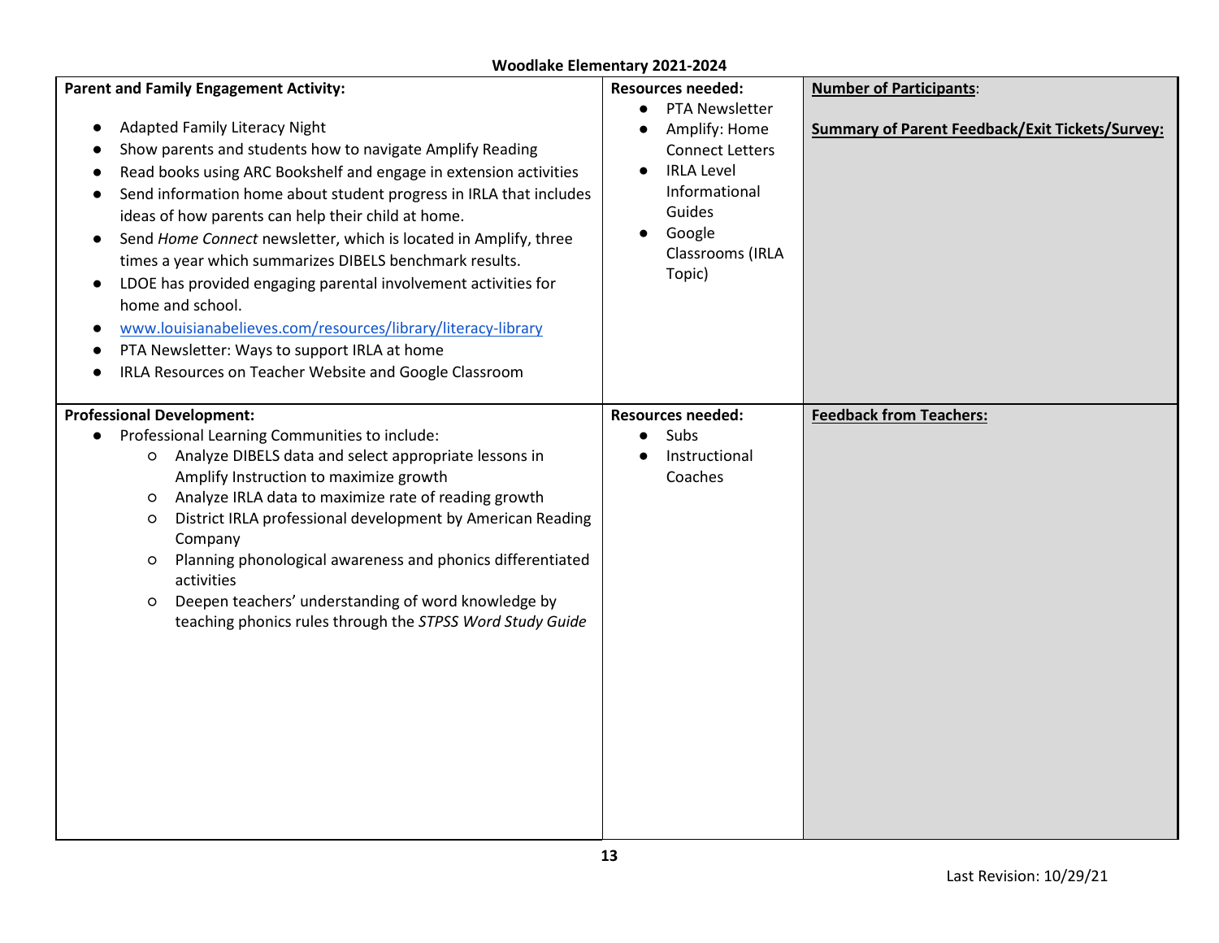**Woodlake Elementary 2021-2024**

| Parent and Family Engagement Activity: | Resources needed: | Number of Participants: |
|---|---|---|
| • Adapted Family Literacy Night<br>• Show parents and students how to navigate Amplify Reading<br>• Read books using ARC Bookshelf and engage in extension activities<br>• Send information home about student progress in IRLA that includes ideas of how parents can help their child at home.<br>• Send *Home Connect* newsletter, which is located in Amplify, three times a year which summarizes DIBELS benchmark results.<br>• LDOE has provided engaging parental involvement activities for home and school.<br>• [www.louisianabelieves.com/resources/library/literacy-library](www.louisianabelieves.com/resources/library/literacy-library)<br>• PTA Newsletter: Ways to support IRLA at home<br>• IRLA Resources on Teacher Website and Google Classroom | • PTA Newsletter<br>• Amplify: Home Connect Letters<br>• IRLA Level Informational Guides<br>• Google Classrooms (IRLA Topic) | **Summary of Parent Feedback/Exit Tickets/Survey:** |
| **Professional Development:**<br>• Professional Learning Communities to include:<br>  ○ Analyze DIBELS data and select appropriate lessons in Amplify Instruction to maximize growth<br>  ○ Analyze IRLA data to maximize rate of reading growth<br>  ○ District IRLA professional development by American Reading Company<br>  ○ Planning phonological awareness and phonics differentiated activities<br>  ○ Deepen teachers' understanding of word knowledge by teaching phonics rules through the *STPSS Word Study Guide* | **Resources needed:**<br>• Subs<br>• Instructional Coaches | **Feedback from Teachers:** |

Last Revision: 10/29/21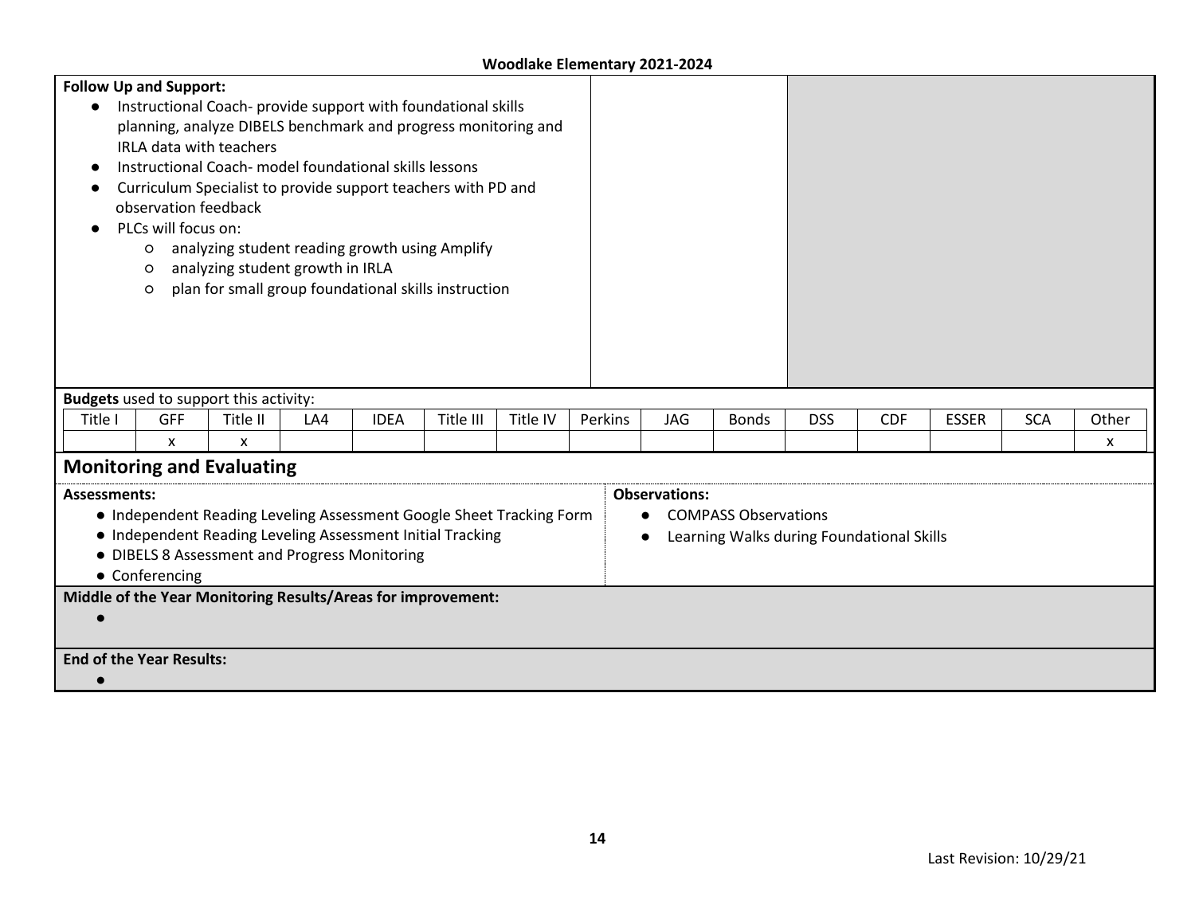**Follow Up and Support:**

- Instructional Coach- provide support with foundational skills planning, analyze DIBELS benchmark and progress monitoring and IRLA data with teachers
- Instructional Coach- model foundational skills lessons
- Curriculum Specialist to provide support teachers with PD and observation feedback
- PLCs will focus on:
  - analyzing student reading growth using Amplify
  - analyzing student growth in IRLA
  - plan for small group foundational skills instruction

**Budgets** used to support this activity:

| Title I | GFF | Title II | LA4 | IDEA | Title III | Title IV | Perkins | JAG | Bonds | DSS | CDF | ESSER | SCA | Other |
|---|---|---|---|---|---|---|---|---|---|---|---|---|---|---|
| | x | x | | | | | | | | | | | | x |

## Monitoring and Evaluating

**Assessments:**

- Independent Reading Leveling Assessment Google Sheet Tracking Form
- Independent Reading Leveling Assessment Initial Tracking
- DIBELS 8 Assessment and Progress Monitoring
- Conferencing

**Observations:**

- COMPASS Observations
- Learning Walks during Foundational Skills

**Middle of the Year Monitoring Results/Areas for improvement:**

- 

**End of the Year Results:**

- 

Last Revision: 10/29/21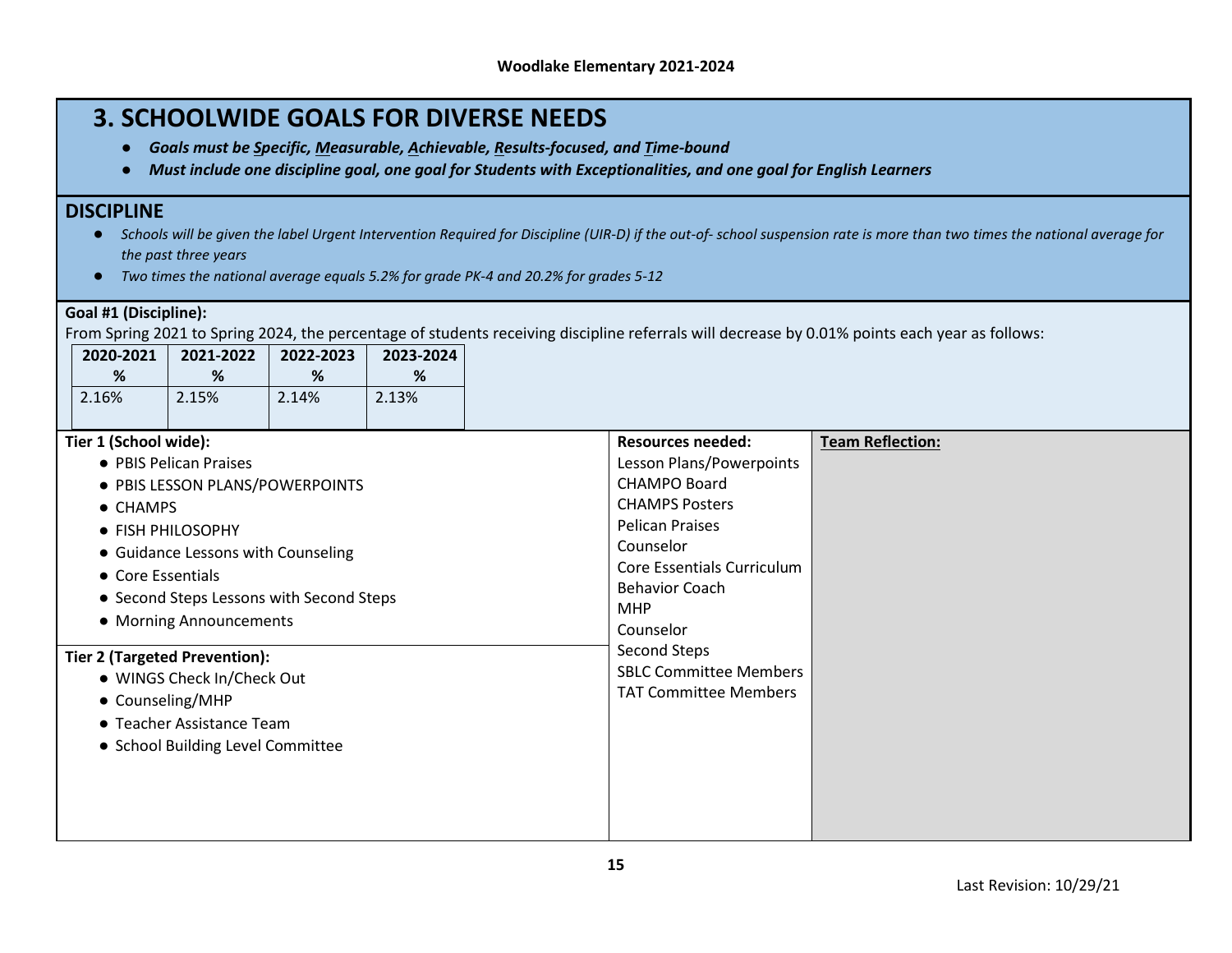## 3. SCHOOLWIDE GOALS FOR DIVERSE NEEDS

- ***Goals must be Specific, Measurable, Achievable, Results-focused, and Time-bound***
- ***Must include one discipline goal, one goal for Students with Exceptionalities, and one goal for English Learners***

### DISCIPLINE

- *Schools will be given the label Urgent Intervention Required for Discipline (UIR-D) if the out-of- school suspension rate is more than two times the national average for the past three years*
- *Two times the national average equals 5.2% for grade PK-4 and 20.2% for grades 5-12*

**Goal #1 (Discipline):**

From Spring 2021 to Spring 2024, the percentage of students receiving discipline referrals will decrease by 0.01% points each year as follows:

| 2020-2021 % | 2021-2022 % | 2022-2023 % | 2023-2024 % |
|---|---|---|---|
| 2.16% | 2.15% | 2.14% | 2.13% |

| Strategies | Resources needed: | Team Reflection: |
|---|---|---|
| **Tier 1 (School wide):**<br>• PBIS Pelican Praises<br>• PBIS LESSON PLANS/POWERPOINTS<br>• CHAMPS<br>• FISH PHILOSOPHY<br>• Guidance Lessons with Counseling<br>• Core Essentials<br>• Second Steps Lessons with Second Steps<br>• Morning Announcements<br><br>**Tier 2 (Targeted Prevention):**<br>• WINGS Check In/Check Out<br>• Counseling/MHP<br>• Teacher Assistance Team<br>• School Building Level Committee | Lesson Plans/Powerpoints<br>CHAMPO Board<br>CHAMPS Posters<br>Pelican Praises<br>Counselor<br>Core Essentials Curriculum<br>Behavior Coach<br>MHP<br>Counselor<br>Second Steps<br>SBLC Committee Members<br>TAT Committee Members | |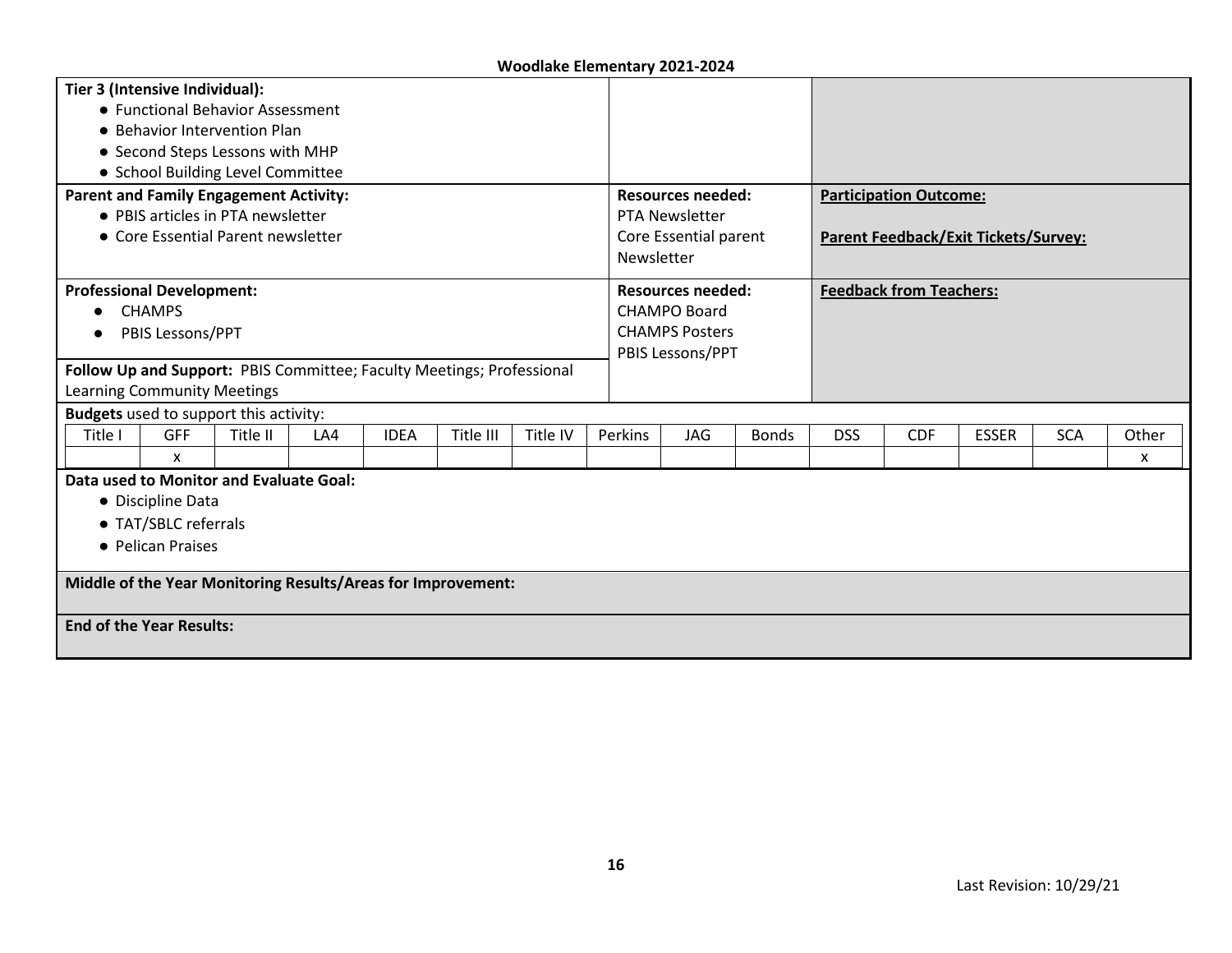**Tier 3 (Intensive Individual):**
- Functional Behavior Assessment
- Behavior Intervention Plan
- Second Steps Lessons with MHP
- School Building Level Committee

| **Parent and Family Engagement Activity:** | **Resources needed:** | **Participation Outcome:** |
|---|---|---|
| • PBIS articles in PTA newsletter<br>• Core Essential Parent newsletter | PTA Newsletter<br>Core Essential parent Newsletter | **Parent Feedback/Exit Tickets/Survey:** |

| **Professional Development:** | **Resources needed:** | **Feedback from Teachers:** |
|---|---|---|
| • CHAMPS<br>• PBIS Lessons/PPT | CHAMPO Board<br>CHAMPS Posters<br>PBIS Lessons/PPT | |
| **Follow Up and Support:** PBIS Committee; Faculty Meetings; Professional Learning Community Meetings | | |

**Budgets** used to support this activity:

| Title I | GFF | Title II | LA4 | IDEA | Title III | Title IV | Perkins | JAG | Bonds | DSS | CDF | ESSER | SCA | Other |
|---|---|---|---|---|---|---|---|---|---|---|---|---|---|---|
| | x | | | | | | | | | | | | | x |

**Data used to Monitor and Evaluate Goal:**
- Discipline Data
- TAT/SBLC referrals
- Pelican Praises

**Middle of the Year Monitoring Results/Areas for Improvement:**

**End of the Year Results:**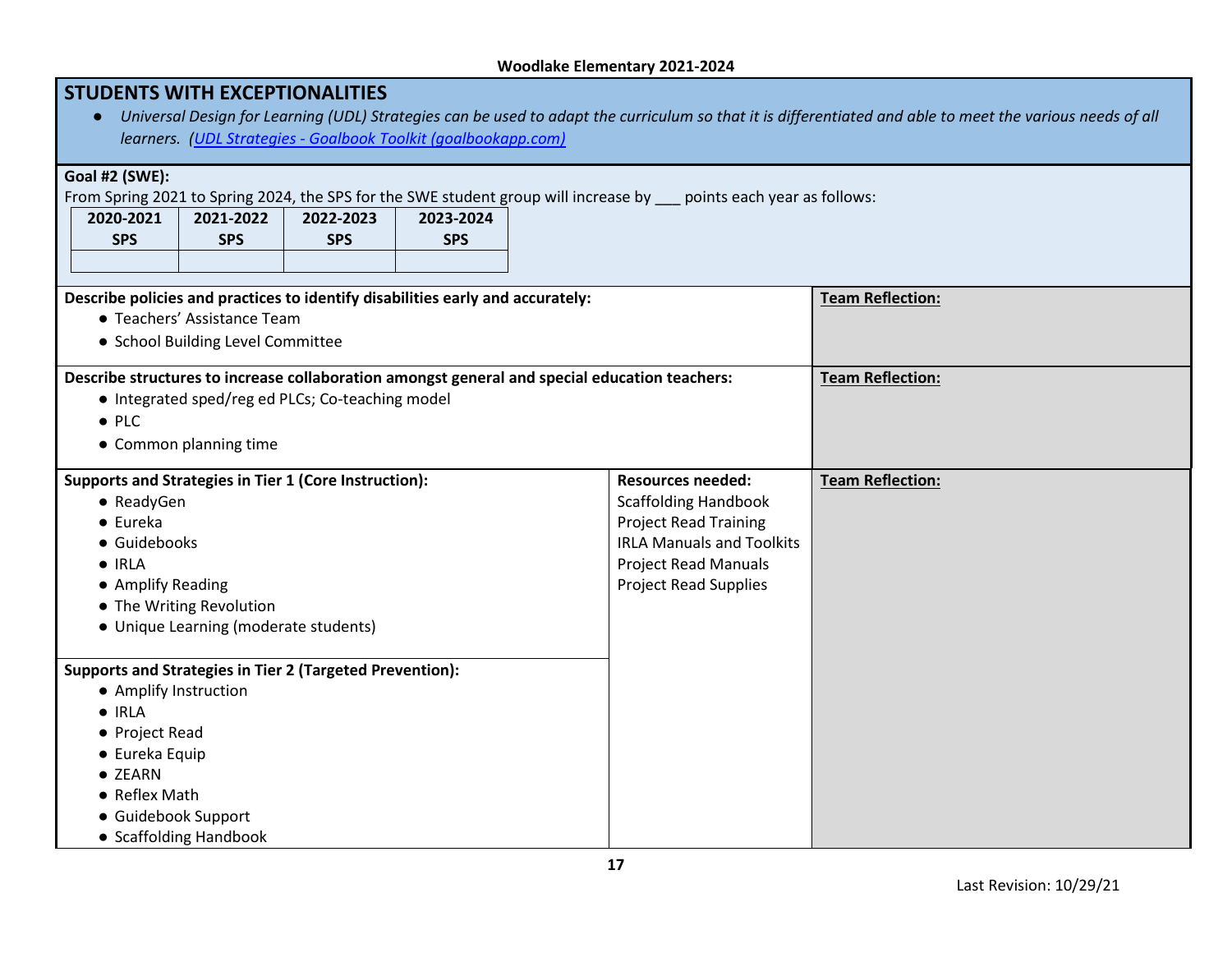## STUDENTS WITH EXCEPTIONALITIES

- *Universal Design for Learning (UDL) Strategies can be used to adapt the curriculum so that it is differentiated and able to meet the various needs of all learners. ([UDL Strategies - Goalbook Toolkit (goalbookapp.com)](goalbookapp.com))*

**Goal #2 (SWE):**

From Spring 2021 to Spring 2024, the SPS for the SWE student group will increase by ___ points each year as follows:

| 2020-2021 SPS | 2021-2022 SPS | 2022-2023 SPS | 2023-2024 SPS |
|---|---|---|---|
| | | | |

**Describe policies and practices to identify disabilities early and accurately:**

- Teachers' Assistance Team
- School Building Level Committee

**Team Reflection:**

**Describe structures to increase collaboration amongst general and special education teachers:**

- Integrated sped/reg ed PLCs; Co-teaching model
- PLC
- Common planning time

**Team Reflection:**

**Supports and Strategies in Tier 1 (Core Instruction):**

- ReadyGen
- Eureka
- Guidebooks
- IRLA
- Amplify Reading
- The Writing Revolution
- Unique Learning (moderate students)

**Supports and Strategies in Tier 2 (Targeted Prevention):**

- Amplify Instruction
- IRLA
- Project Read
- Eureka Equip
- ZEARN
- Reflex Math
- Guidebook Support
- Scaffolding Handbook

**Resources needed:**

Scaffolding Handbook
Project Read Training
IRLA Manuals and Toolkits
Project Read Manuals
Project Read Supplies

**Team Reflection:**

Last Revision: 10/29/21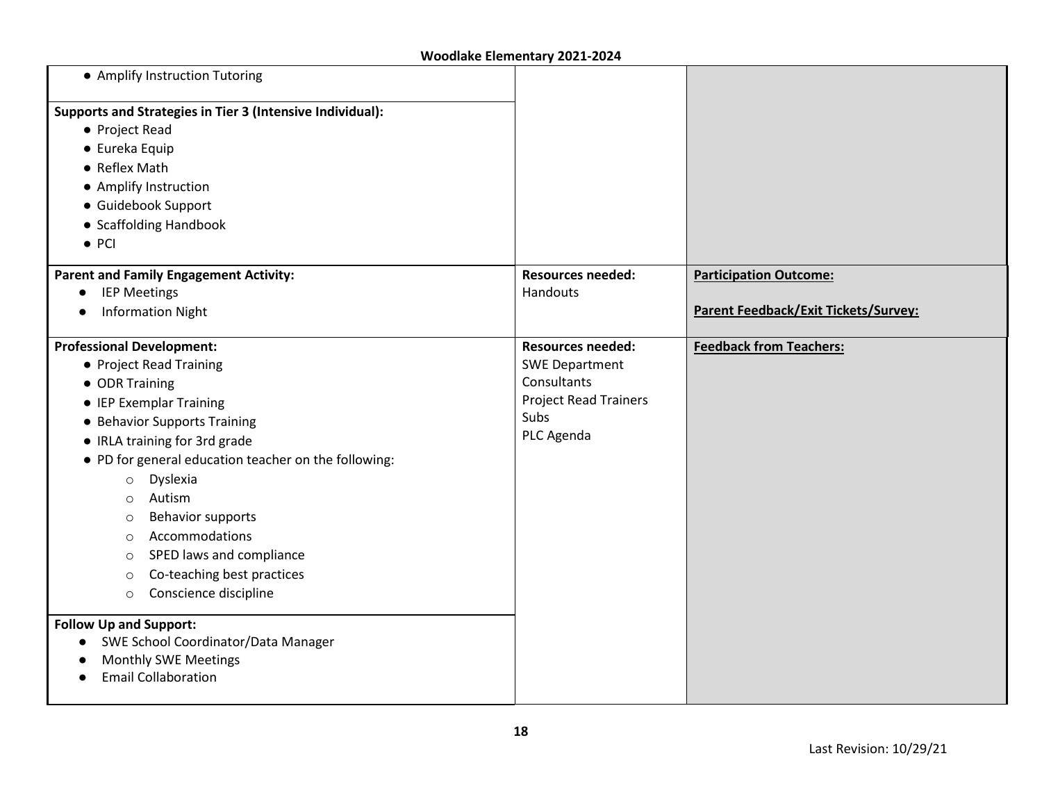| | | |
|---|---|---|
| • Amplify Instruction Tutoring<br><br>**Supports and Strategies in Tier 3 (Intensive Individual):**<br>• Project Read<br>• Eureka Equip<br>• Reflex Math<br>• Amplify Instruction<br>• Guidebook Support<br>• Scaffolding Handbook<br>• PCI | | |
| **Parent and Family Engagement Activity:**<br>• IEP Meetings<br>• Information Night | **Resources needed:**<br>Handouts | **Participation Outcome:**<br><br>**Parent Feedback/Exit Tickets/Survey:** |
| **Professional Development:**<br>• Project Read Training<br>• ODR Training<br>• IEP Exemplar Training<br>• Behavior Supports Training<br>• IRLA training for 3rd grade<br>• PD for general education teacher on the following:<br>&nbsp;&nbsp;&nbsp;&nbsp;○ Dyslexia<br>&nbsp;&nbsp;&nbsp;&nbsp;○ Autism<br>&nbsp;&nbsp;&nbsp;&nbsp;○ Behavior supports<br>&nbsp;&nbsp;&nbsp;&nbsp;○ Accommodations<br>&nbsp;&nbsp;&nbsp;&nbsp;○ SPED laws and compliance<br>&nbsp;&nbsp;&nbsp;&nbsp;○ Co-teaching best practices<br>&nbsp;&nbsp;&nbsp;&nbsp;○ Conscience discipline<br><br>**Follow Up and Support:**<br>• SWE School Coordinator/Data Manager<br>• Monthly SWE Meetings<br>• Email Collaboration | **Resources needed:**<br>SWE Department<br>Consultants<br>Project Read Trainers<br>Subs<br>PLC Agenda | **Feedback from Teachers:** |

Last Revision: 10/29/21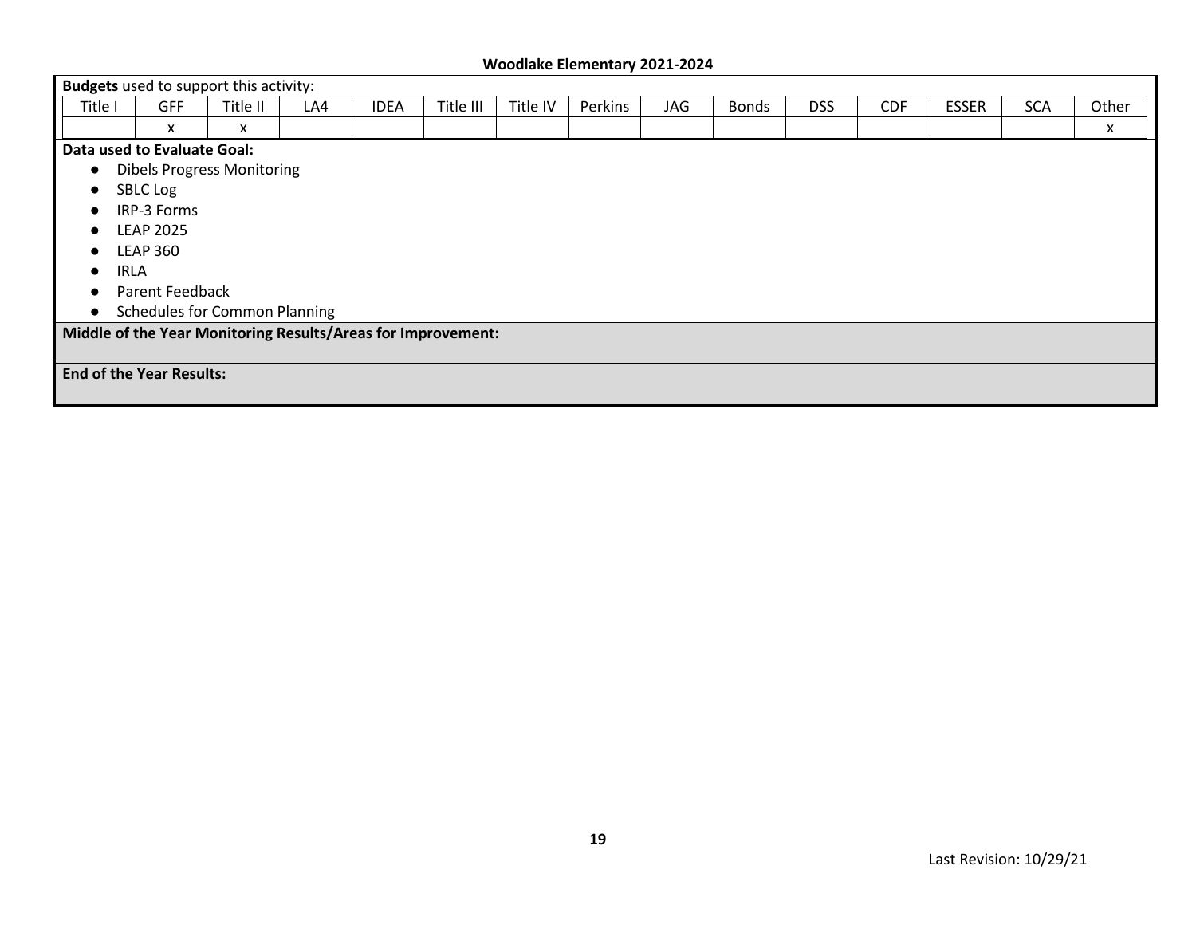**Budgets** used to support this activity:

| Title I | GFF | Title II | LA4 | IDEA | Title III | Title IV | Perkins | JAG | Bonds | DSS | CDF | ESSER | SCA | Other |
|---|---|---|---|---|---|---|---|---|---|---|---|---|---|---|
| | x | x | | | | | | | | | | | | x |

**Data used to Evaluate Goal:**

- Dibels Progress Monitoring
- SBLC Log
- IRP-3 Forms
- LEAP 2025
- LEAP 360
- IRLA
- Parent Feedback
- Schedules for Common Planning

**Middle of the Year Monitoring Results/Areas for Improvement:**

**End of the Year Results:**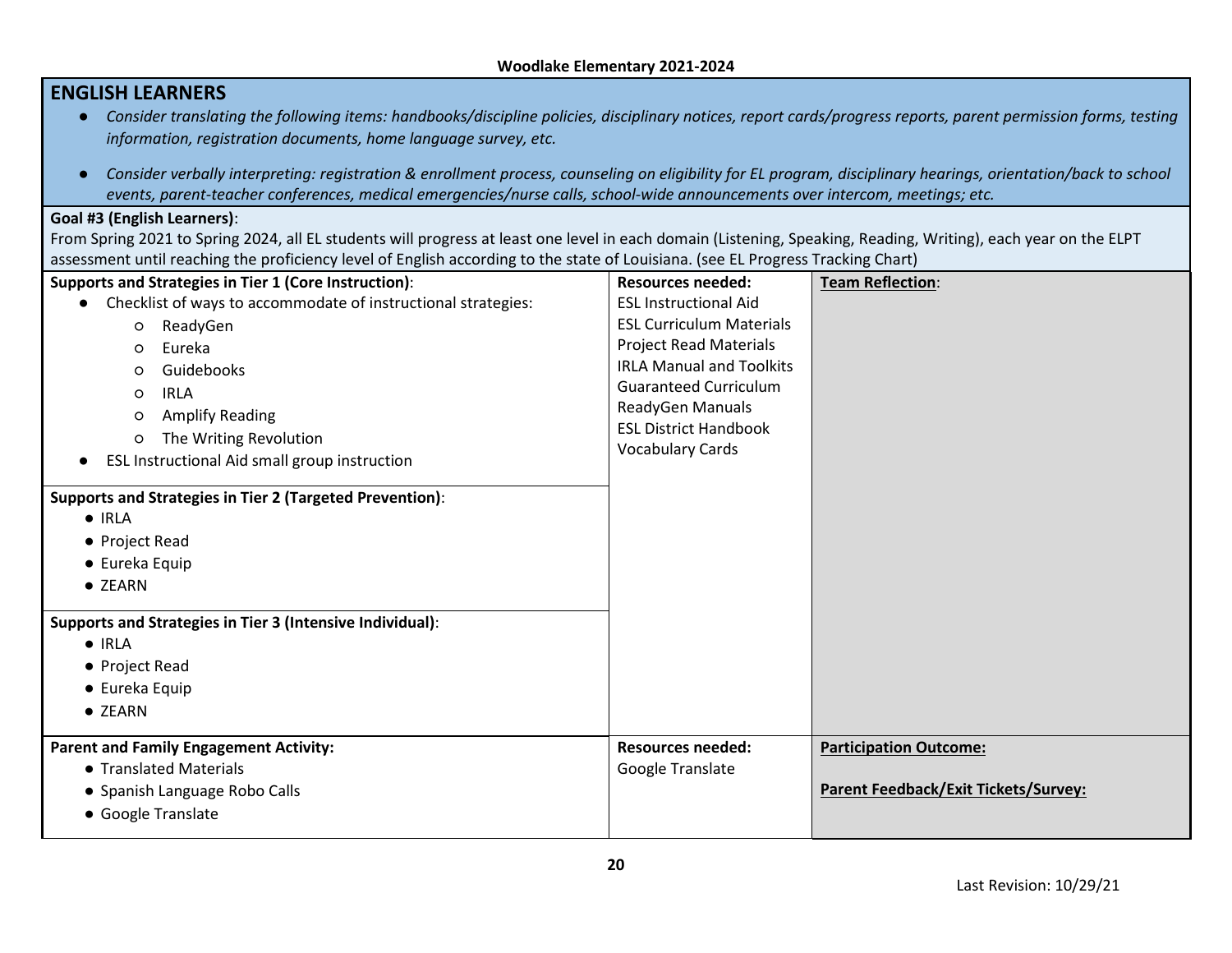## ENGLISH LEARNERS

- *Consider translating the following items: handbooks/discipline policies, disciplinary notices, report cards/progress reports, parent permission forms, testing information, registration documents, home language survey, etc.*
- *Consider verbally interpreting: registration & enrollment process, counseling on eligibility for EL program, disciplinary hearings, orientation/back to school events, parent-teacher conferences, medical emergencies/nurse calls, school-wide announcements over intercom, meetings; etc.*

**Goal #3 (English Learners)**:
From Spring 2021 to Spring 2024, all EL students will progress at least one level in each domain (Listening, Speaking, Reading, Writing), each year on the ELPT assessment until reaching the proficiency level of English according to the state of Louisiana. (see EL Progress Tracking Chart)

| Supports and Strategies | Resources needed: | Team Reflection: |
|---|---|---|
| **Supports and Strategies in Tier 1 (Core Instruction)**:<br>• Checklist of ways to accommodate of instructional strategies:<br>&nbsp;&nbsp;○ ReadyGen<br>&nbsp;&nbsp;○ Eureka<br>&nbsp;&nbsp;○ Guidebooks<br>&nbsp;&nbsp;○ IRLA<br>&nbsp;&nbsp;○ Amplify Reading<br>&nbsp;&nbsp;○ The Writing Revolution<br>• ESL Instructional Aid small group instruction | ESL Instructional Aid<br>ESL Curriculum Materials<br>Project Read Materials<br>IRLA Manual and Toolkits<br>Guaranteed Curriculum<br>ReadyGen Manuals<br>ESL District Handbook<br>Vocabulary Cards | |
| **Supports and Strategies in Tier 2 (Targeted Prevention)**:<br>• IRLA<br>• Project Read<br>• Eureka Equip<br>• ZEARN | | |
| **Supports and Strategies in Tier 3 (Intensive Individual)**:<br>• IRLA<br>• Project Read<br>• Eureka Equip<br>• ZEARN | | |
| **Parent and Family Engagement Activity:**<br>• Translated Materials<br>• Spanish Language Robo Calls<br>• Google Translate | **Resources needed:**<br>Google Translate | **Participation Outcome:**<br><br>**Parent Feedback/Exit Tickets/Survey:** |

Last Revision: 10/29/21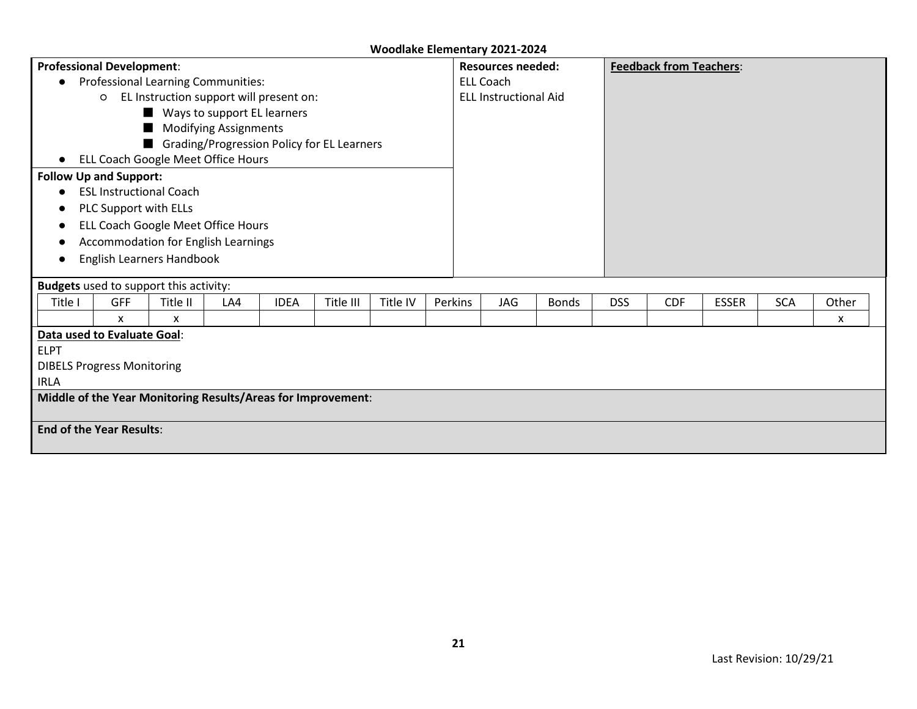**Woodlake Elementary 2021-2024**

**Professional Development**:

- Professional Learning Communities:
  - EL Instruction support will present on:
    - Ways to support EL learners
    - Modifying Assignments
    - Grading/Progression Policy for EL Learners
- ELL Coach Google Meet Office Hours

**Follow Up and Support:**

- ESL Instructional Coach
- PLC Support with ELLs
- ELL Coach Google Meet Office Hours
- Accommodation for English Learnings
- English Learners Handbook

**Resources needed:**

ELL Coach
ELL Instructional Aid

**Feedback from Teachers**:

**Budgets** used to support this activity:

| Title I | GFF | Title II | LA4 | IDEA | Title III | Title IV | Perkins | JAG | Bonds | DSS | CDF | ESSER | SCA | Other |
|---|---|---|---|---|---|---|---|---|---|---|---|---|---|---|
| | x | x | | | | | | | | | | | | x |

**Data used to Evaluate Goal**:

ELPT
DIBELS Progress Monitoring
IRLA

**Middle of the Year Monitoring Results/Areas for Improvement**:

**End of the Year Results**:

Last Revision: 10/29/21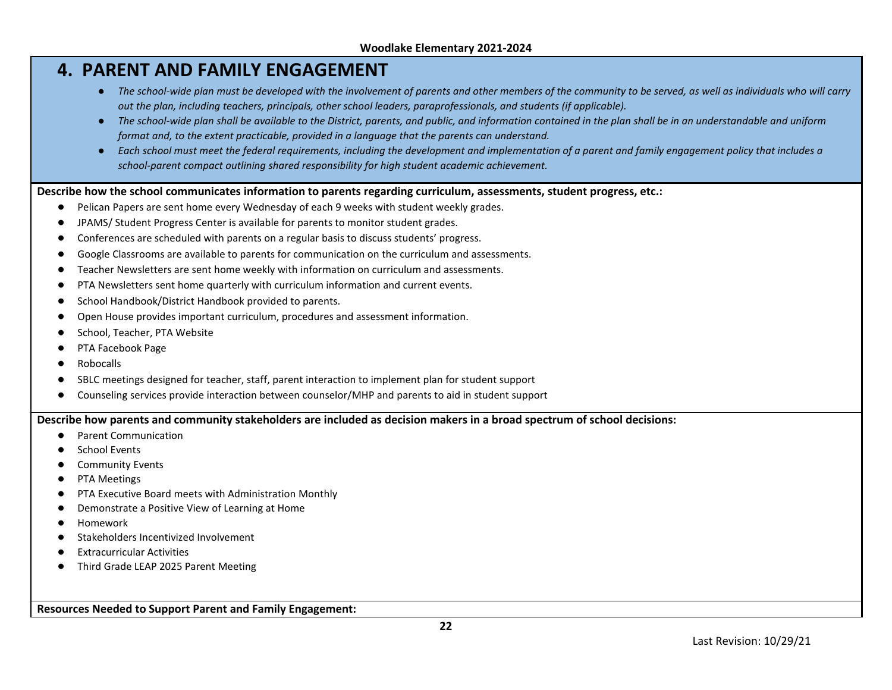## 4. PARENT AND FAMILY ENGAGEMENT

- *The school-wide plan must be developed with the involvement of parents and other members of the community to be served, as well as individuals who will carry out the plan, including teachers, principals, other school leaders, paraprofessionals, and students (if applicable).*
- *The school-wide plan shall be available to the District, parents, and public, and information contained in the plan shall be in an understandable and uniform format and, to the extent practicable, provided in a language that the parents can understand.*
- *Each school must meet the federal requirements, including the development and implementation of a parent and family engagement policy that includes a school-parent compact outlining shared responsibility for high student academic achievement.*

**Describe how the school communicates information to parents regarding curriculum, assessments, student progress, etc.:**

- Pelican Papers are sent home every Wednesday of each 9 weeks with student weekly grades.
- JPAMS/ Student Progress Center is available for parents to monitor student grades.
- Conferences are scheduled with parents on a regular basis to discuss students' progress.
- Google Classrooms are available to parents for communication on the curriculum and assessments.
- Teacher Newsletters are sent home weekly with information on curriculum and assessments.
- PTA Newsletters sent home quarterly with curriculum information and current events.
- School Handbook/District Handbook provided to parents.
- Open House provides important curriculum, procedures and assessment information.
- School, Teacher, PTA Website
- PTA Facebook Page
- Robocalls
- SBLC meetings designed for teacher, staff, parent interaction to implement plan for student support
- Counseling services provide interaction between counselor/MHP and parents to aid in student support

**Describe how parents and community stakeholders are included as decision makers in a broad spectrum of school decisions:**

- Parent Communication
- School Events
- Community Events
- PTA Meetings
- PTA Executive Board meets with Administration Monthly
- Demonstrate a Positive View of Learning at Home
- Homework
- Stakeholders Incentivized Involvement
- Extracurricular Activities
- Third Grade LEAP 2025 Parent Meeting

**Resources Needed to Support Parent and Family Engagement:**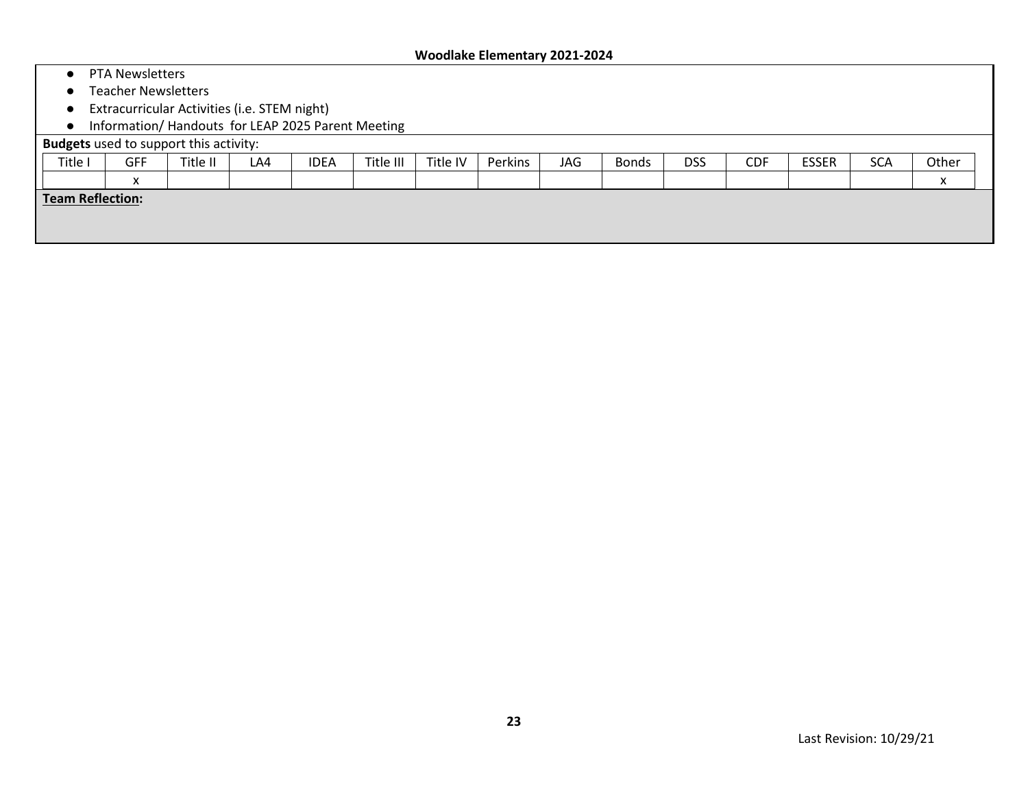- PTA Newsletters
- Teacher Newsletters
- Extracurricular Activities (i.e. STEM night)
- Information/ Handouts for LEAP 2025 Parent Meeting

**Budgets** used to support this activity:

| Title I | GFF | Title II | LA4 | IDEA | Title III | Title IV | Perkins | JAG | Bonds | DSS | CDF | ESSER | SCA | Other |
|---|---|---|---|---|---|---|---|---|---|---|---|---|---|---|
| | x | | | | | | | | | | | | | x |

**Team Reflection:**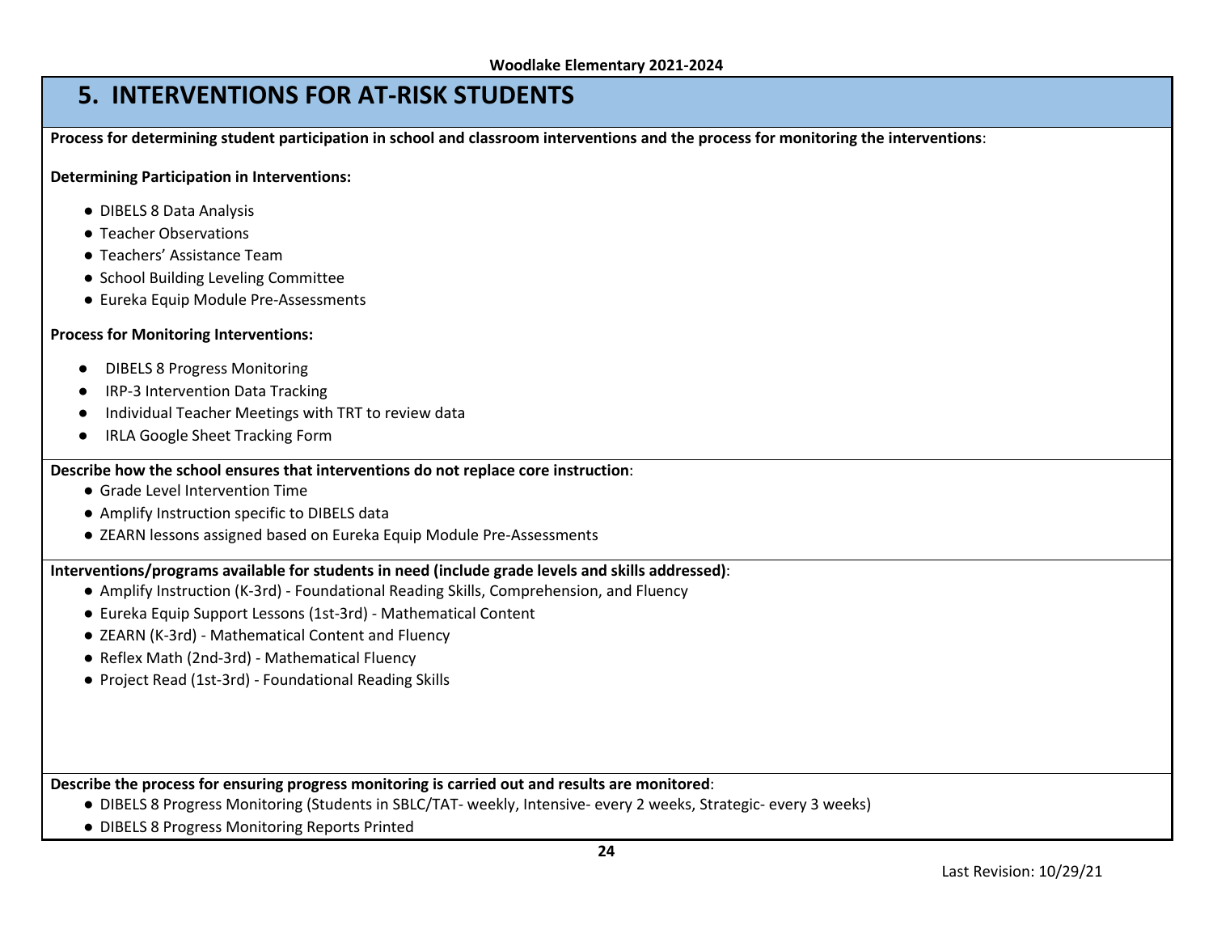## 5. INTERVENTIONS FOR AT-RISK STUDENTS

**Process for determining student participation in school and classroom interventions and the process for monitoring the interventions**:

**Determining Participation in Interventions:**

- DIBELS 8 Data Analysis
- Teacher Observations
- Teachers' Assistance Team
- School Building Leveling Committee
- Eureka Equip Module Pre-Assessments

**Process for Monitoring Interventions:**

- DIBELS 8 Progress Monitoring
- IRP-3 Intervention Data Tracking
- Individual Teacher Meetings with TRT to review data
- IRLA Google Sheet Tracking Form

**Describe how the school ensures that interventions do not replace core instruction**:

- Grade Level Intervention Time
- Amplify Instruction specific to DIBELS data
- ZEARN lessons assigned based on Eureka Equip Module Pre-Assessments

**Interventions/programs available for students in need (include grade levels and skills addressed)**:

- Amplify Instruction (K-3rd) - Foundational Reading Skills, Comprehension, and Fluency
- Eureka Equip Support Lessons (1st-3rd) - Mathematical Content
- ZEARN (K-3rd) - Mathematical Content and Fluency
- Reflex Math (2nd-3rd) - Mathematical Fluency
- Project Read (1st-3rd) - Foundational Reading Skills

**Describe the process for ensuring progress monitoring is carried out and results are monitored**:

- DIBELS 8 Progress Monitoring (Students in SBLC/TAT- weekly, Intensive- every 2 weeks, Strategic- every 3 weeks)
- DIBELS 8 Progress Monitoring Reports Printed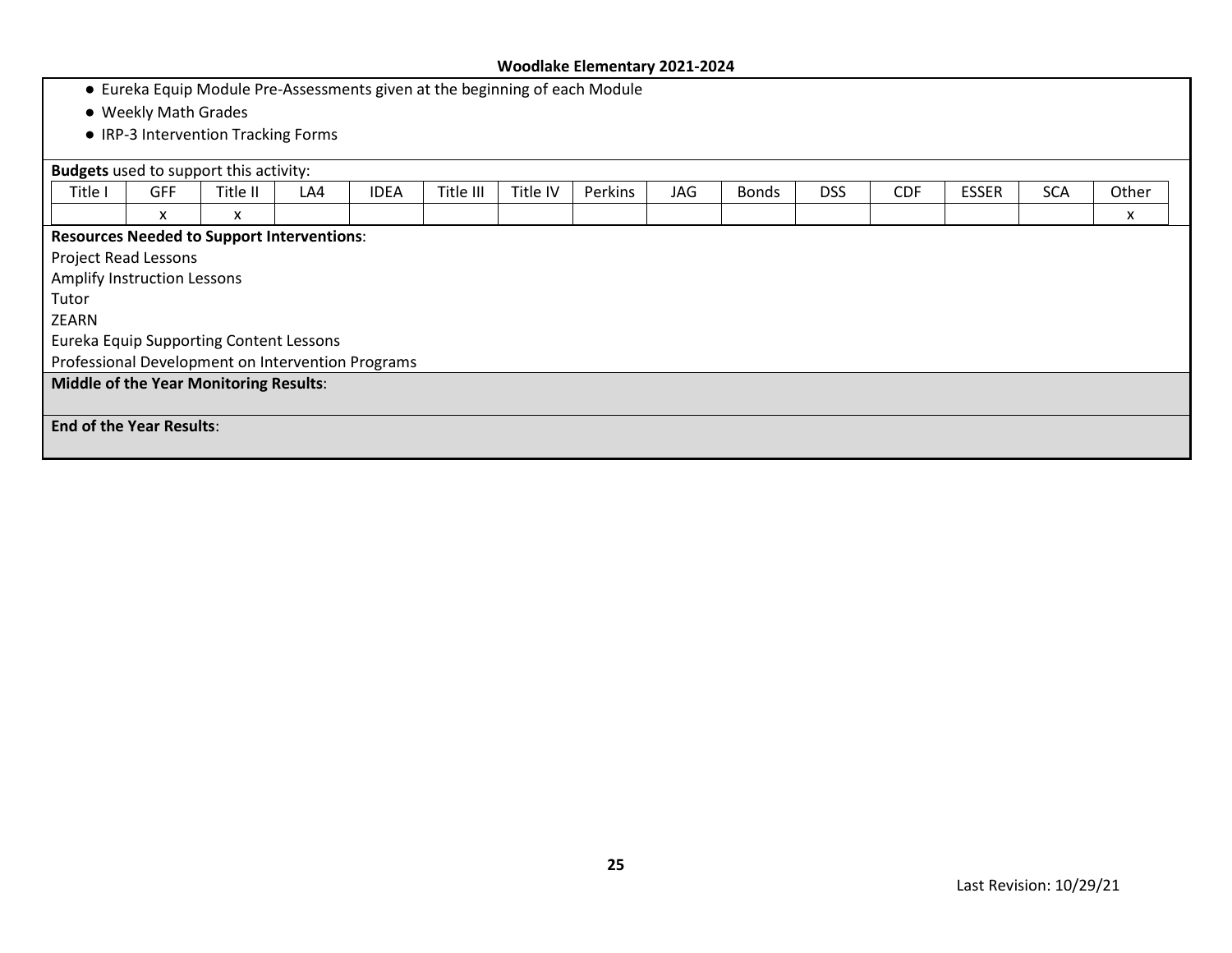- Eureka Equip Module Pre-Assessments given at the beginning of each Module
- Weekly Math Grades
- IRP-3 Intervention Tracking Forms

**Budgets** used to support this activity:

| Title I | GFF | Title II | LA4 | IDEA | Title III | Title IV | Perkins | JAG | Bonds | DSS | CDF | ESSER | SCA | Other |
|---|---|---|---|---|---|---|---|---|---|---|---|---|---|---|
| | x | x | | | | | | | | | | | | x |

**Resources Needed to Support Interventions**:

Project Read Lessons
Amplify Instruction Lessons
Tutor
ZEARN
Eureka Equip Supporting Content Lessons
Professional Development on Intervention Programs

**Middle of the Year Monitoring Results**:

**End of the Year Results**:

Last Revision: 10/29/21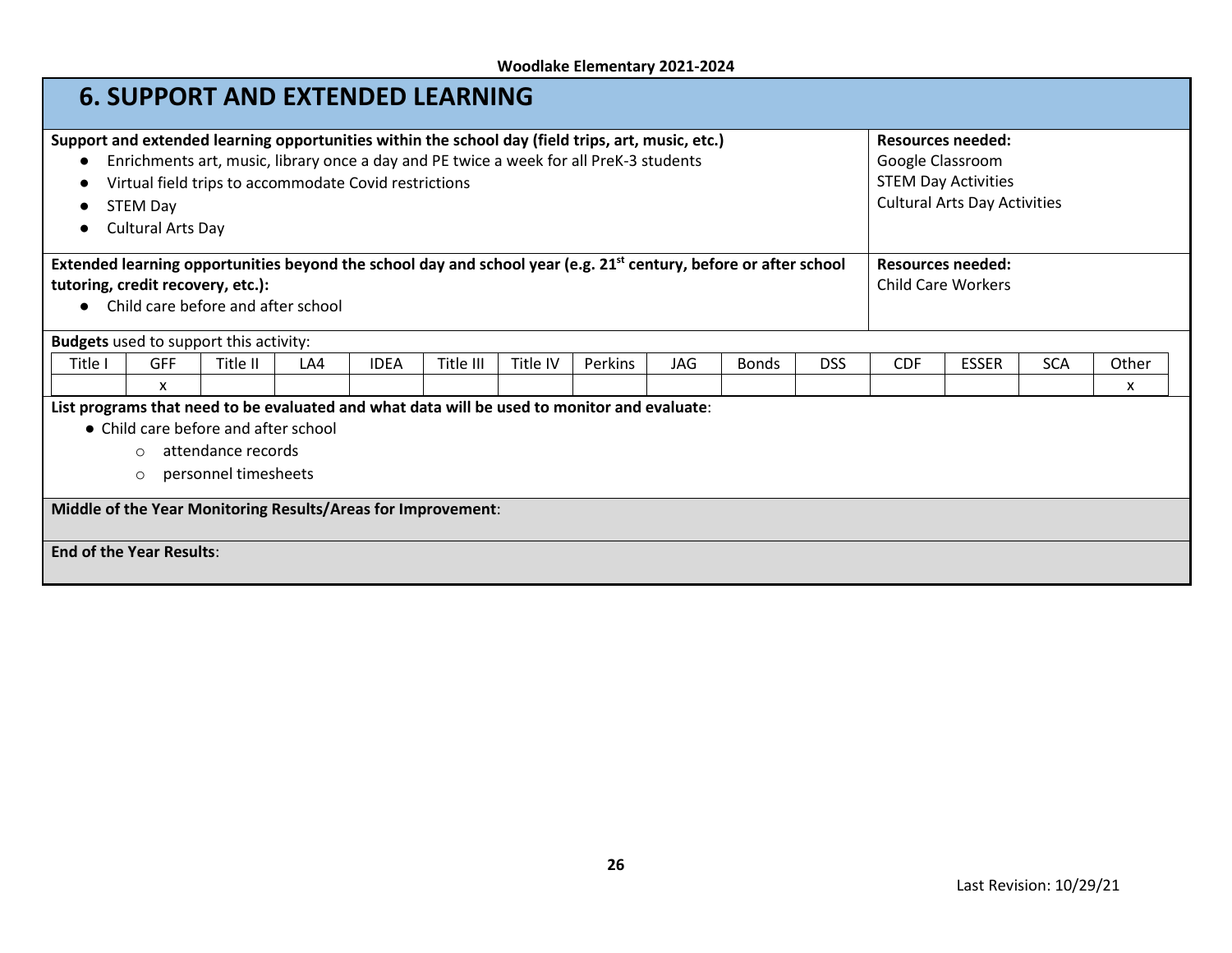## 6. SUPPORT AND EXTENDED LEARNING

**Support and extended learning opportunities within the school day (field trips, art, music, etc.)**

- Enrichments art, music, library once a day and PE twice a week for all PreK-3 students
- Virtual field trips to accommodate Covid restrictions
- STEM Day
- Cultural Arts Day

**Resources needed:**
Google Classroom
STEM Day Activities
Cultural Arts Day Activities

**Extended learning opportunities beyond the school day and school year (e.g. 21st century, before or after school tutoring, credit recovery, etc.):**

- Child care before and after school

**Resources needed:**
Child Care Workers

**Budgets** used to support this activity:

| Title I | GFF | Title II | LA4 | IDEA | Title III | Title IV | Perkins | JAG | Bonds | DSS | CDF | ESSER | SCA | Other |
|---|---|---|---|---|---|---|---|---|---|---|---|---|---|---|
| | x | | | | | | | | | | | | | x |

**List programs that need to be evaluated and what data will be used to monitor and evaluate**:

- Child care before and after school
  - attendance records
  - personnel timesheets

**Middle of the Year Monitoring Results/Areas for Improvement**:

**End of the Year Results**: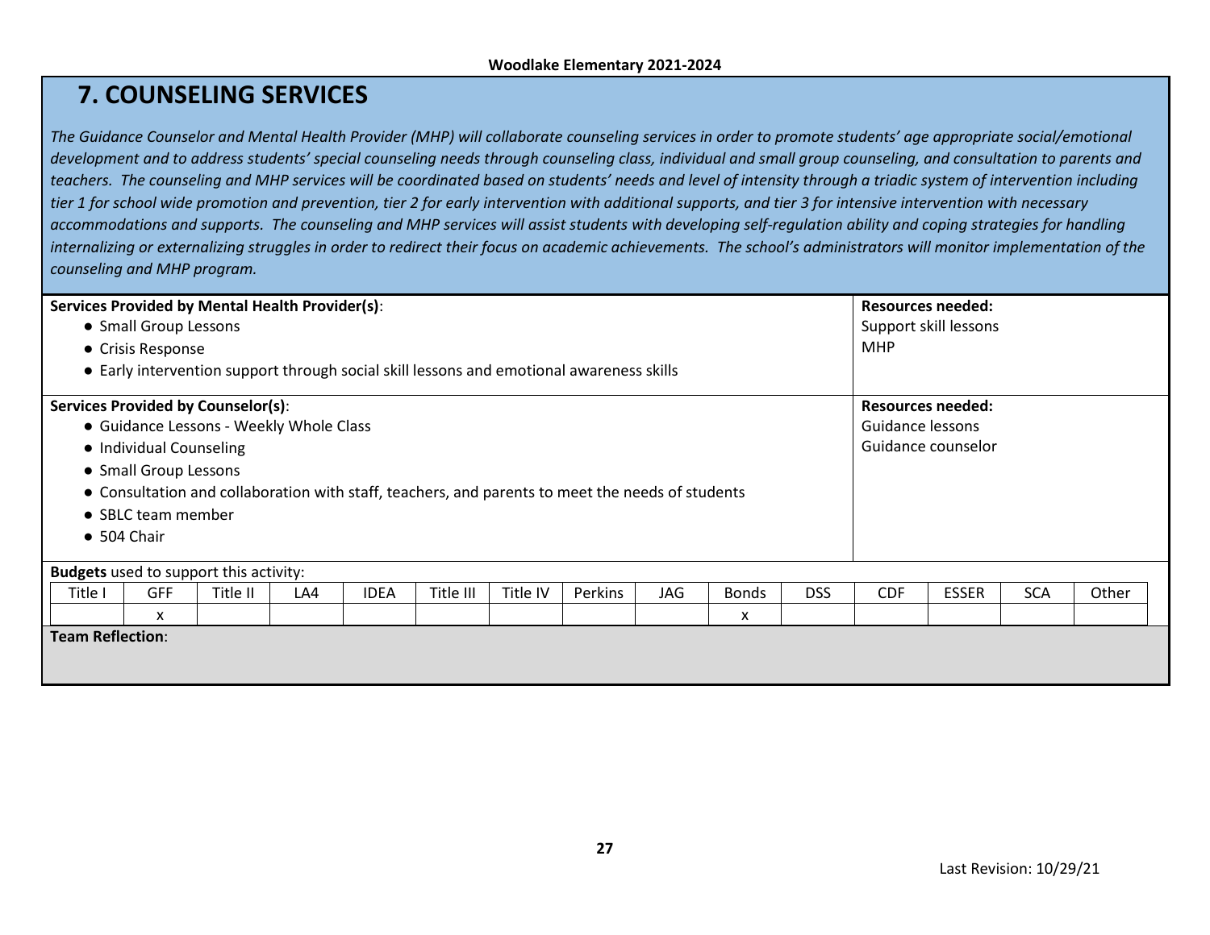## 7. COUNSELING SERVICES

*The Guidance Counselor and Mental Health Provider (MHP) will collaborate counseling services in order to promote students' age appropriate social/emotional development and to address students' special counseling needs through counseling class, individual and small group counseling, and consultation to parents and teachers. The counseling and MHP services will be coordinated based on students' needs and level of intensity through a triadic system of intervention including tier 1 for school wide promotion and prevention, tier 2 for early intervention with additional supports, and tier 3 for intensive intervention with necessary accommodations and supports. The counseling and MHP services will assist students with developing self-regulation ability and coping strategies for handling internalizing or externalizing struggles in order to redirect their focus on academic achievements. The school's administrators will monitor implementation of the counseling and MHP program.*

| **Services Provided by Mental Health Provider(s)**: | **Resources needed:** |
|---|---|
| • Small Group Lessons<br>• Crisis Response<br>• Early intervention support through social skill lessons and emotional awareness skills | Support skill lessons<br>MHP |

| **Services Provided by Counselor(s)**: | **Resources needed:** |
|---|---|
| • Guidance Lessons - Weekly Whole Class<br>• Individual Counseling<br>• Small Group Lessons<br>• Consultation and collaboration with staff, teachers, and parents to meet the needs of students<br>• SBLC team member<br>• 504 Chair | Guidance lessons<br>Guidance counselor |

**Budgets** used to support this activity:

| Title I | GFF | Title II | LA4 | IDEA | Title III | Title IV | Perkins | JAG | Bonds | DSS | CDF | ESSER | SCA | Other |
|---|---|---|---|---|---|---|---|---|---|---|---|---|---|---|
| | x | | | | | | | | x | | | | | |

**Team Reflection**:

Last Revision: 10/29/21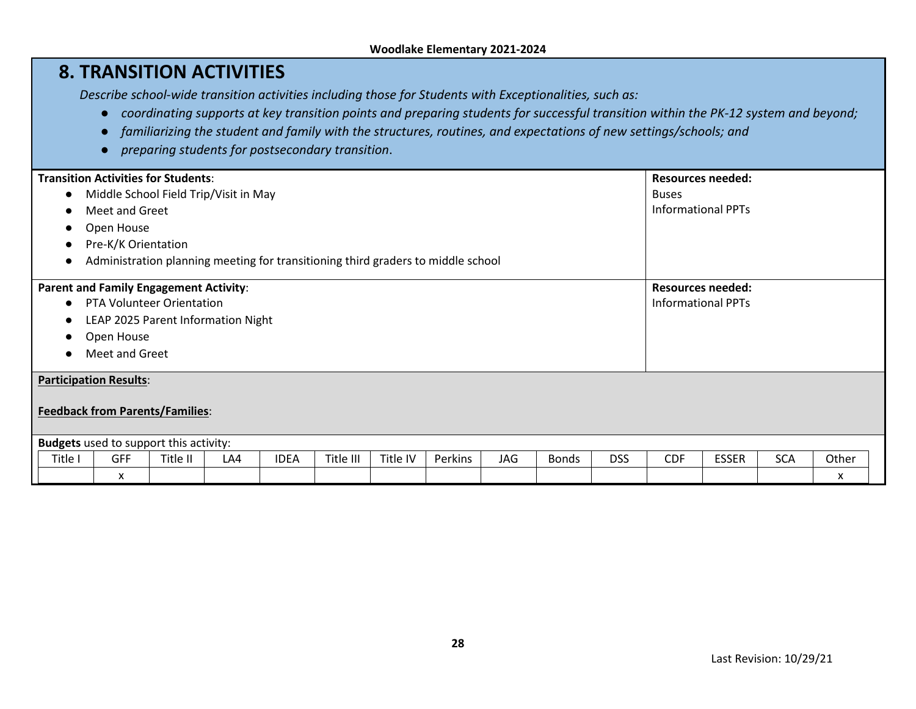## 8. TRANSITION ACTIVITIES

*Describe school-wide transition activities including those for Students with Exceptionalities, such as:*

- *coordinating supports at key transition points and preparing students for successful transition within the PK-12 system and beyond;*
- *familiarizing the student and family with the structures, routines, and expectations of new settings/schools; and*
- *preparing students for postsecondary transition*.

| **Transition Activities for Students**: | **Resources needed:** |
|---|---|
| • Middle School Field Trip/Visit in May<br>• Meet and Greet<br>• Open House<br>• Pre-K/K Orientation<br>• Administration planning meeting for transitioning third graders to middle school | Buses<br>Informational PPTs |
| **Parent and Family Engagement Activity**: | **Resources needed:** |
| • PTA Volunteer Orientation<br>• LEAP 2025 Parent Information Night<br>• Open House<br>• Meet and Greet | Informational PPTs |

**Participation Results**:

**Feedback from Parents/Families**:

**Budgets** used to support this activity:

| Title I | GFF | Title II | LA4 | IDEA | Title III | Title IV | Perkins | JAG | Bonds | DSS | CDF | ESSER | SCA | Other |
|---|---|---|---|---|---|---|---|---|---|---|---|---|---|---|
| | x | | | | | | | | | | | | | x |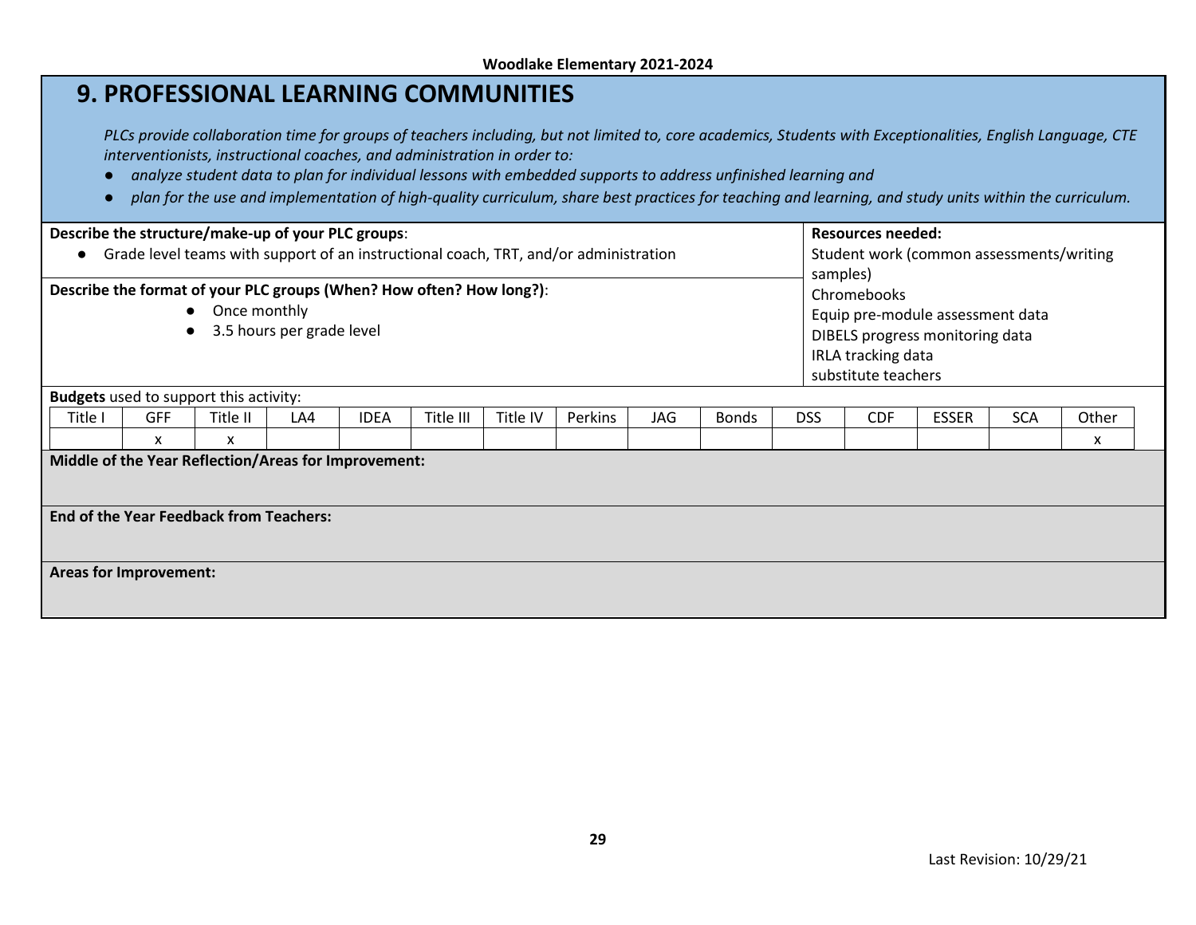## 9. PROFESSIONAL LEARNING COMMUNITIES

*PLCs provide collaboration time for groups of teachers including, but not limited to, core academics, Students with Exceptionalities, English Language, CTE interventionists, instructional coaches, and administration in order to:*

- *analyze student data to plan for individual lessons with embedded supports to address unfinished learning and*
- *plan for the use and implementation of high-quality curriculum, share best practices for teaching and learning, and study units within the curriculum.*

**Describe the structure/make-up of your PLC groups**:

- Grade level teams with support of an instructional coach, TRT, and/or administration

**Describe the format of your PLC groups (When? How often? How long?)**:

- Once monthly
- 3.5 hours per grade level

**Resources needed:**

Student work (common assessments/writing samples)
Chromebooks
Equip pre-module assessment data
DIBELS progress monitoring data
IRLA tracking data
substitute teachers

**Budgets** used to support this activity:

| Title I | GFF | Title II | LA4 | IDEA | Title III | Title IV | Perkins | JAG | Bonds | DSS | CDF | ESSER | SCA | Other |
|---|---|---|---|---|---|---|---|---|---|---|---|---|---|---|
| | x | x | | | | | | | | | | | | x |

**Middle of the Year Reflection/Areas for Improvement:**

**End of the Year Feedback from Teachers:**

**Areas for Improvement:**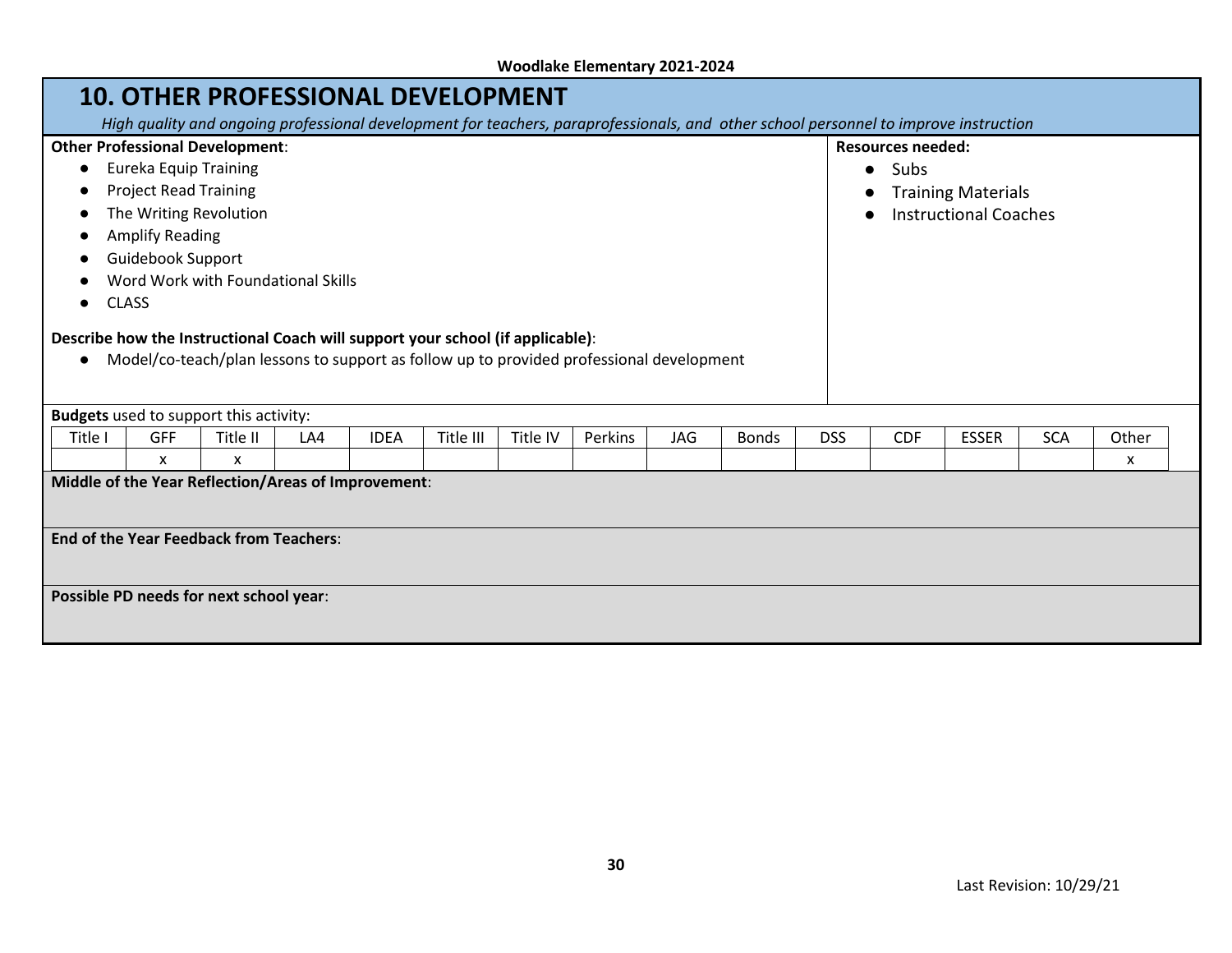## 10. OTHER PROFESSIONAL DEVELOPMENT

*High quality and ongoing professional development for teachers, paraprofessionals, and other school personnel to improve instruction*

**Other Professional Development**:

- Eureka Equip Training
- Project Read Training
- The Writing Revolution
- Amplify Reading
- Guidebook Support
- Word Work with Foundational Skills
- CLASS

**Describe how the Instructional Coach will support your school (if applicable)**:

- Model/co-teach/plan lessons to support as follow up to provided professional development

**Resources needed:**

- Subs
- Training Materials
- Instructional Coaches

**Budgets** used to support this activity:

| Title I | GFF | Title II | LA4 | IDEA | Title III | Title IV | Perkins | JAG | Bonds | DSS | CDF | ESSER | SCA | Other |
|---|---|---|---|---|---|---|---|---|---|---|---|---|---|---|
| | x | x | | | | | | | | | | | | x |

**Middle of the Year Reflection/Areas of Improvement**:

**End of the Year Feedback from Teachers**:

**Possible PD needs for next school year**: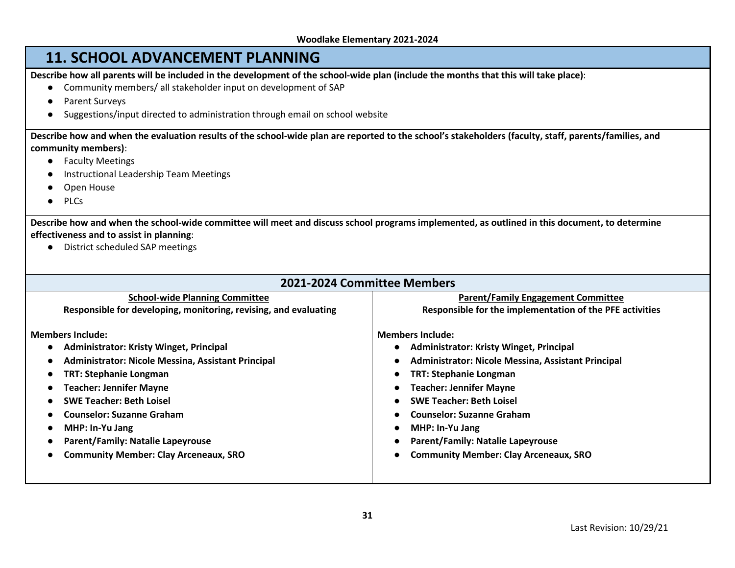## 11. SCHOOL ADVANCEMENT PLANNING

**Describe how all parents will be included in the development of the school-wide plan (include the months that this will take place)**:

- Community members/ all stakeholder input on development of SAP
- Parent Surveys
- Suggestions/input directed to administration through email on school website

**Describe how and when the evaluation results of the school-wide plan are reported to the school's stakeholders (faculty, staff, parents/families, and community members)**:

- Faculty Meetings
- Instructional Leadership Team Meetings
- Open House
- PLCs

**Describe how and when the school-wide committee will meet and discuss school programs implemented, as outlined in this document, to determine effectiveness and to assist in planning**:

- District scheduled SAP meetings

### 2021-2024 Committee Members

**School-wide Planning Committee**

**Responsible for developing, monitoring, revising, and evaluating**

**Members Include:**

- **Administrator: Kristy Winget, Principal**
- **Administrator: Nicole Messina, Assistant Principal**
- **TRT: Stephanie Longman**
- **Teacher: Jennifer Mayne**
- **SWE Teacher: Beth Loisel**
- **Counselor: Suzanne Graham**
- **MHP: In-Yu Jang**
- **Parent/Family: Natalie Lapeyrouse**
- **Community Member: Clay Arceneaux, SRO**

**Parent/Family Engagement Committee**

**Responsible for the implementation of the PFE activities**

**Members Include:**

- **Administrator: Kristy Winget, Principal**
- **Administrator: Nicole Messina, Assistant Principal**
- **TRT: Stephanie Longman**
- **Teacher: Jennifer Mayne**
- **SWE Teacher: Beth Loisel**
- **Counselor: Suzanne Graham**
- **MHP: In-Yu Jang**
- **Parent/Family: Natalie Lapeyrouse**
- **Community Member: Clay Arceneaux, SRO**

Last Revision: 10/29/21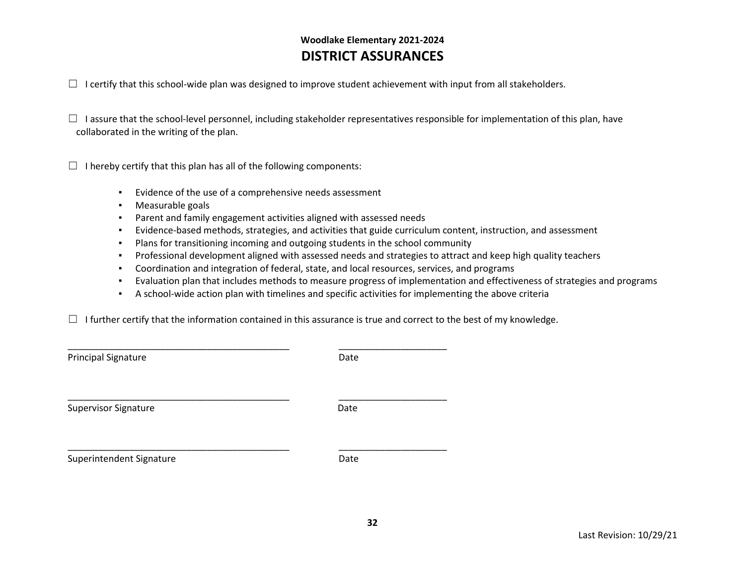**Woodlake Elementary 2021-2024**

# DISTRICT ASSURANCES

☐ I certify that this school-wide plan was designed to improve student achievement with input from all stakeholders.

☐ I assure that the school-level personnel, including stakeholder representatives responsible for implementation of this plan, have collaborated in the writing of the plan.

☐ I hereby certify that this plan has all of the following components:

- Evidence of the use of a comprehensive needs assessment
- Measurable goals
- Parent and family engagement activities aligned with assessed needs
- Evidence-based methods, strategies, and activities that guide curriculum content, instruction, and assessment
- Plans for transitioning incoming and outgoing students in the school community
- Professional development aligned with assessed needs and strategies to attract and keep high quality teachers
- Coordination and integration of federal, state, and local resources, services, and programs
- Evaluation plan that includes methods to measure progress of implementation and effectiveness of strategies and programs
- A school-wide action plan with timelines and specific activities for implementing the above criteria

☐ I further certify that the information contained in this assurance is true and correct to the best of my knowledge.

\_\_\_\_\_\_\_\_\_\_\_\_\_\_\_\_\_\_\_\_\_\_\_\_\_\_\_\_\_\_\_\_\_\_\_\_\_\_\_\_\_\_\_ \_\_\_\_\_\_\_\_\_\_\_\_\_\_\_\_\_\_\_\_\_

Principal Signature Date

\_\_\_\_\_\_\_\_\_\_\_\_\_\_\_\_\_\_\_\_\_\_\_\_\_\_\_\_\_\_\_\_\_\_\_\_\_\_\_\_\_\_\_ \_\_\_\_\_\_\_\_\_\_\_\_\_\_\_\_\_\_\_\_\_

Supervisor Signature Date

\_\_\_\_\_\_\_\_\_\_\_\_\_\_\_\_\_\_\_\_\_\_\_\_\_\_\_\_\_\_\_\_\_\_\_\_\_\_\_\_\_\_\_ \_\_\_\_\_\_\_\_\_\_\_\_\_\_\_\_\_\_\_\_\_

Superintendent Signature Date